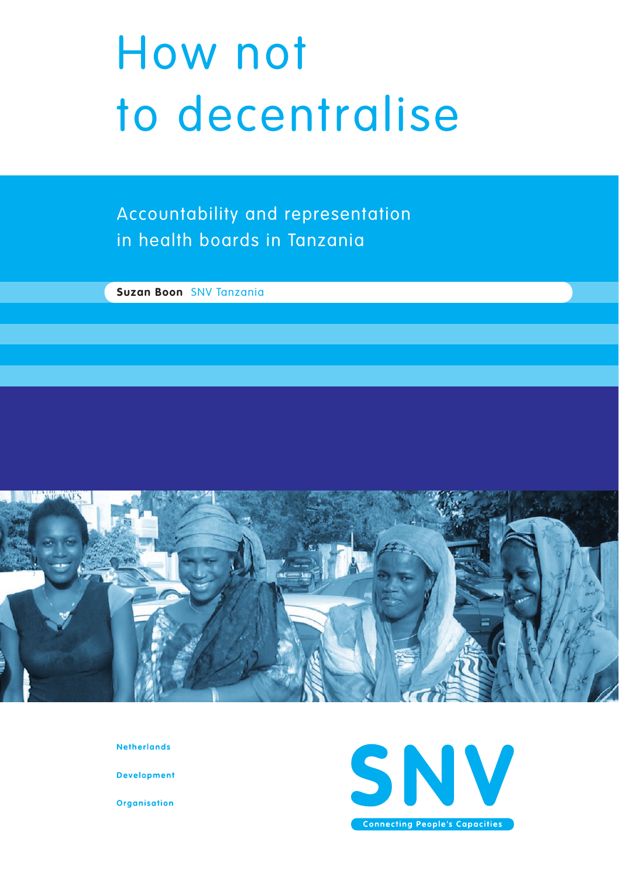# How not to decentralise

## Accountability and representation in health boards in Tanzania

**Suzan Boon** SNV Tanzania

Netherlands

Development

Organisation

SNV

Connecting People's Capacities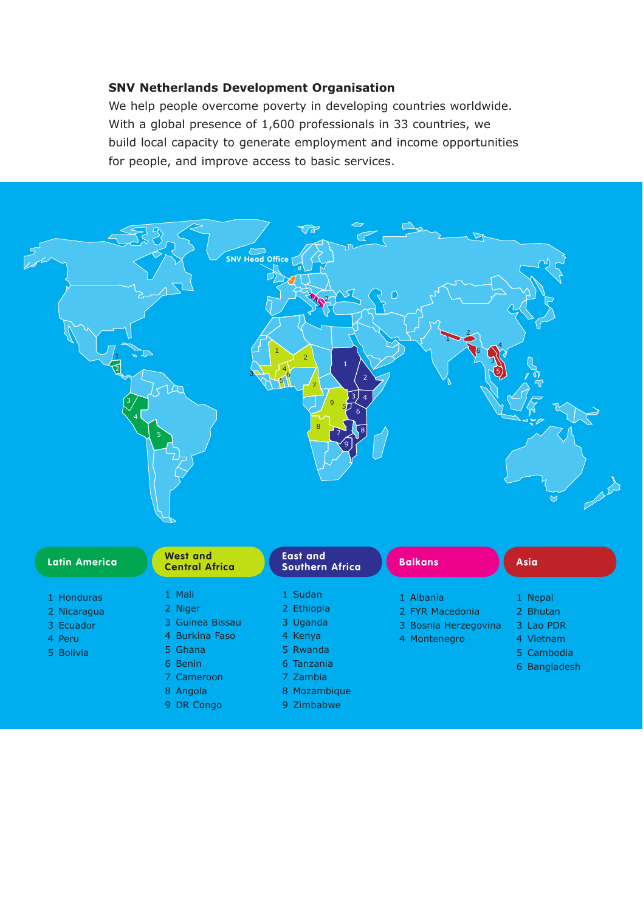**SNV Netherlands Development Organisation**

We help people overcome poverty in developing countries worldwide. With a global presence of 1,600 professionals in 33 countries, we build local capacity to generate employment and income opportunities for people, and improve access to basic services.

SNV Head Office

**Latin America**

1. Honduras
2. Nicaragua
3. Ecuador
4. Peru
5. Bolivia

**West and Central Africa**

1. Mali
2. Niger
3. Guinea Bissau
4. Burkina Faso
5. Ghana
6. Benin
7. Cameroon
8. Angola
9. DR Congo

**East and Southern Africa**

1. Sudan
2. Ethiopia
3. Uganda
4. Kenya
5. Rwanda
6. Tanzania
7. Zambia
8. Mozambique
9. Zimbabwe

**Balkans**

1. Albania
2. FYR Macedonia
3. Bosnia Herzegovina
4. Montenegro

**Asia**

1. Nepal
2. Bhutan
3. Lao PDR
4. Vietnam
5. Cambodia
6. Bangladesh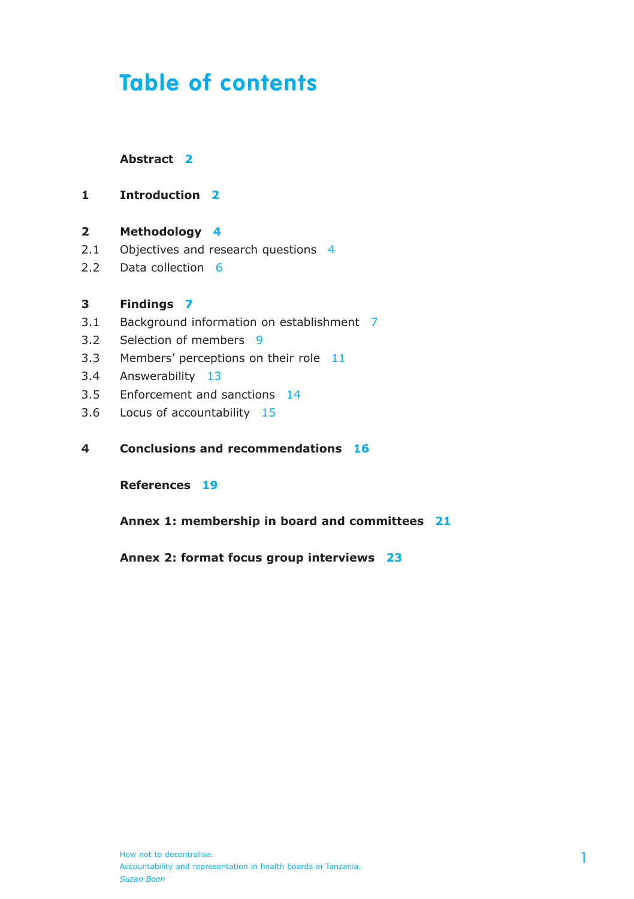# Table of contents

**Abstract** 2

**1 Introduction** 2

**2 Methodology** 4

2.1 Objectives and research questions 4

2.2 Data collection 6

**3 Findings** 7

3.1 Background information on establishment 7

3.2 Selection of members 9

3.3 Members' perceptions on their role 11

3.4 Answerability 13

3.5 Enforcement and sanctions 14

3.6 Locus of accountability 15

**4 Conclusions and recommendations** 16

**References** 19

**Annex 1: membership in board and committees** 21

**Annex 2: format focus group interviews** 23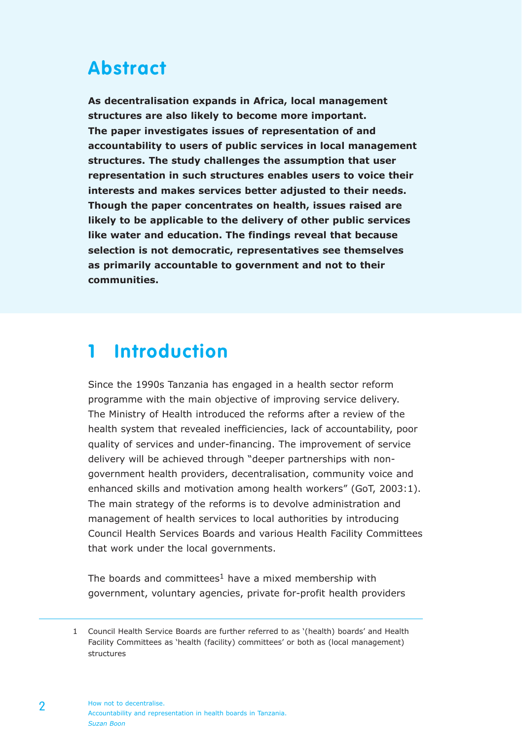## Abstract

**As decentralisation expands in Africa, local management structures are also likely to become more important. The paper investigates issues of representation of and accountability to users of public services in local management structures. The study challenges the assumption that user representation in such structures enables users to voice their interests and makes services better adjusted to their needs. Though the paper concentrates on health, issues raised are likely to be applicable to the delivery of other public services like water and education. The findings reveal that because selection is not democratic, representatives see themselves as primarily accountable to government and not to their communities.**

# 1 Introduction

Since the 1990s Tanzania has engaged in a health sector reform programme with the main objective of improving service delivery. The Ministry of Health introduced the reforms after a review of the health system that revealed inefficiencies, lack of accountability, poor quality of services and under-financing. The improvement of service delivery will be achieved through "deeper partnerships with non-government health providers, decentralisation, community voice and enhanced skills and motivation among health workers" (GoT, 2003:1). The main strategy of the reforms is to devolve administration and management of health services to local authorities by introducing Council Health Services Boards and various Health Facility Committees that work under the local governments.

The boards and committees[1] have a mixed membership with government, voluntary agencies, private for-profit health providers

[1] Council Health Service Boards are further referred to as '(health) boards' and Health Facility Committees as 'health (facility) committees' or both as (local management) structures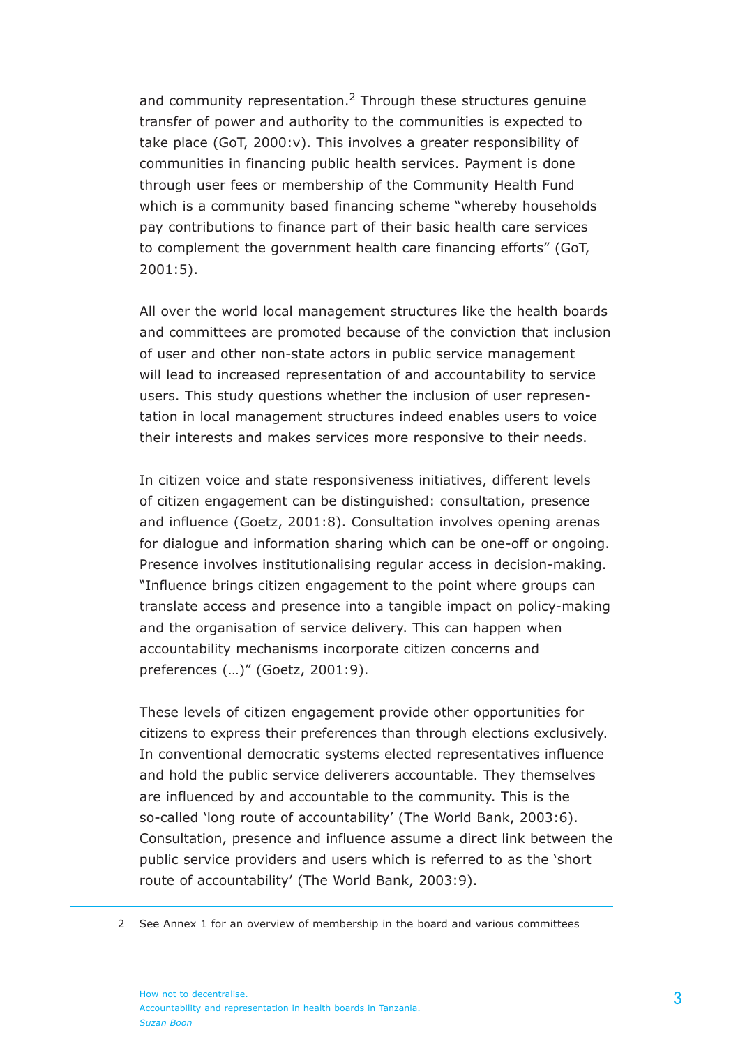and community representation.[2] Through these structures genuine transfer of power and authority to the communities is expected to take place (GoT, 2000:v). This involves a greater responsibility of communities in financing public health services. Payment is done through user fees or membership of the Community Health Fund which is a community based financing scheme "whereby households pay contributions to finance part of their basic health care services to complement the government health care financing efforts" (GoT, 2001:5).

All over the world local management structures like the health boards and committees are promoted because of the conviction that inclusion of user and other non-state actors in public service management will lead to increased representation of and accountability to service users. This study questions whether the inclusion of user representation in local management structures indeed enables users to voice their interests and makes services more responsive to their needs.

In citizen voice and state responsiveness initiatives, different levels of citizen engagement can be distinguished: consultation, presence and influence (Goetz, 2001:8). Consultation involves opening arenas for dialogue and information sharing which can be one-off or ongoing. Presence involves institutionalising regular access in decision-making. "Influence brings citizen engagement to the point where groups can translate access and presence into a tangible impact on policy-making and the organisation of service delivery. This can happen when accountability mechanisms incorporate citizen concerns and preferences (…)" (Goetz, 2001:9).

These levels of citizen engagement provide other opportunities for citizens to express their preferences than through elections exclusively. In conventional democratic systems elected representatives influence and hold the public service deliverers accountable. They themselves are influenced by and accountable to the community. This is the so-called 'long route of accountability' (The World Bank, 2003:6). Consultation, presence and influence assume a direct link between the public service providers and users which is referred to as the 'short route of accountability' (The World Bank, 2003:9).

---

2 See Annex 1 for an overview of membership in the board and various committees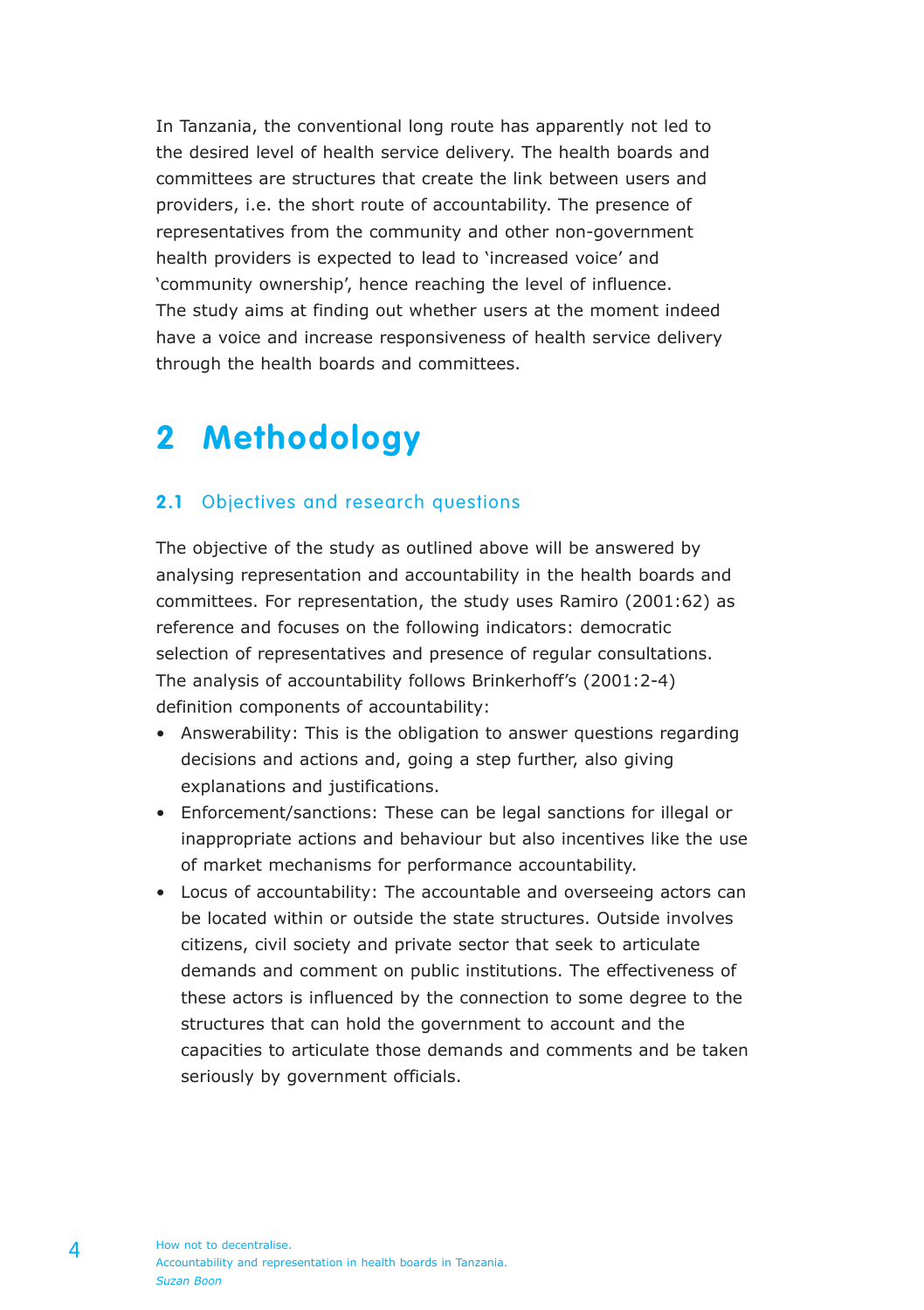In Tanzania, the conventional long route has apparently not led to the desired level of health service delivery. The health boards and committees are structures that create the link between users and providers, i.e. the short route of accountability. The presence of representatives from the community and other non-government health providers is expected to lead to 'increased voice' and 'community ownership', hence reaching the level of influence. The study aims at finding out whether users at the moment indeed have a voice and increase responsiveness of health service delivery through the health boards and committees.

# 2 Methodology

## 2.1 Objectives and research questions

The objective of the study as outlined above will be answered by analysing representation and accountability in the health boards and committees. For representation, the study uses Ramiro (2001:62) as reference and focuses on the following indicators: democratic selection of representatives and presence of regular consultations. The analysis of accountability follows Brinkerhoff's (2001:2-4) definition components of accountability:

- Answerability: This is the obligation to answer questions regarding decisions and actions and, going a step further, also giving explanations and justifications.
- Enforcement/sanctions: These can be legal sanctions for illegal or inappropriate actions and behaviour but also incentives like the use of market mechanisms for performance accountability.
- Locus of accountability: The accountable and overseeing actors can be located within or outside the state structures. Outside involves citizens, civil society and private sector that seek to articulate demands and comment on public institutions. The effectiveness of these actors is influenced by the connection to some degree to the structures that can hold the government to account and the capacities to articulate those demands and comments and be taken seriously by government officials.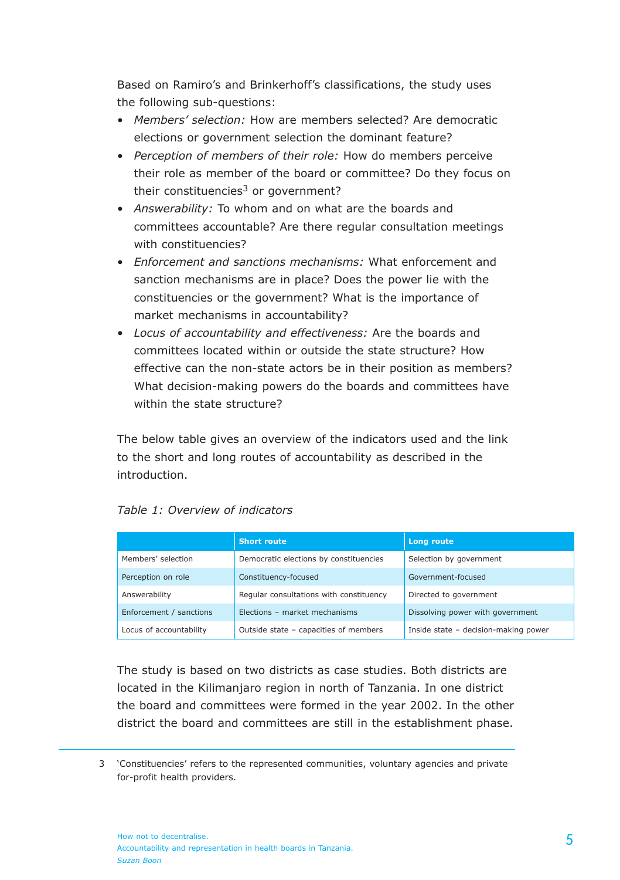Based on Ramiro's and Brinkerhoff's classifications, the study uses the following sub-questions:

- *Members' selection:* How are members selected? Are democratic elections or government selection the dominant feature?
- *Perception of members of their role:* How do members perceive their role as member of the board or committee? Do they focus on their constituencies[3] or government?
- *Answerability:* To whom and on what are the boards and committees accountable? Are there regular consultation meetings with constituencies?
- *Enforcement and sanctions mechanisms:* What enforcement and sanction mechanisms are in place? Does the power lie with the constituencies or the government? What is the importance of market mechanisms in accountability?
- *Locus of accountability and effectiveness:* Are the boards and committees located within or outside the state structure? How effective can the non-state actors be in their position as members? What decision-making powers do the boards and committees have within the state structure?

The below table gives an overview of the indicators used and the link to the short and long routes of accountability as described in the introduction.

*Table 1: Overview of indicators*

| | Short route | Long route |
|---|---|---|
| Members' selection | Democratic elections by constituencies | Selection by government |
| Perception on role | Constituency-focused | Government-focused |
| Answerability | Regular consultations with constituency | Directed to government |
| Enforcement / sanctions | Elections – market mechanisms | Dissolving power with government |
| Locus of accountability | Outside state – capacities of members | Inside state – decision-making power |

The study is based on two districts as case studies. Both districts are located in the Kilimanjaro region in north of Tanzania. In one district the board and committees were formed in the year 2002. In the other district the board and committees are still in the establishment phase.

3 'Constituencies' refers to the represented communities, voluntary agencies and private for-profit health providers.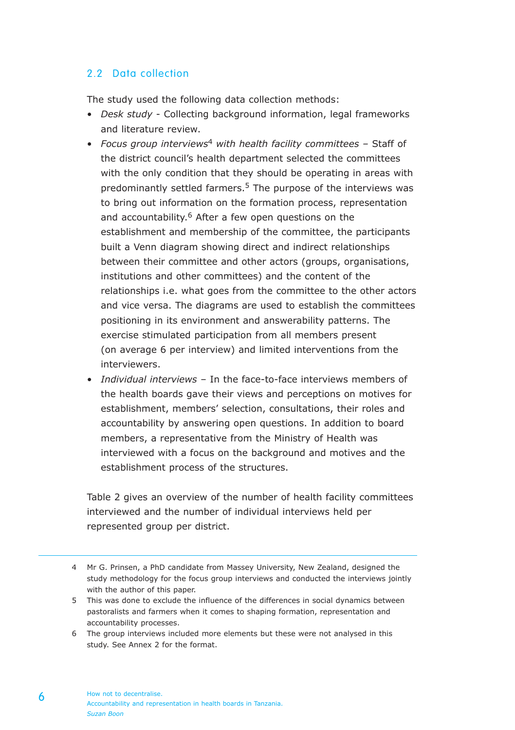## 2.2 Data collection

The study used the following data collection methods:

- *Desk study* - Collecting background information, legal frameworks and literature review.
- *Focus group interviews*[4] *with health facility committees* – Staff of the district council's health department selected the committees with the only condition that they should be operating in areas with predominantly settled farmers.[5] The purpose of the interviews was to bring out information on the formation process, representation and accountability.[6] After a few open questions on the establishment and membership of the committee, the participants built a Venn diagram showing direct and indirect relationships between their committee and other actors (groups, organisations, institutions and other committees) and the content of the relationships i.e. what goes from the committee to the other actors and vice versa. The diagrams are used to establish the committees positioning in its environment and answerability patterns. The exercise stimulated participation from all members present (on average 6 per interview) and limited interventions from the interviewers.
- *Individual interviews* – In the face-to-face interviews members of the health boards gave their views and perceptions on motives for establishment, members' selection, consultations, their roles and accountability by answering open questions. In addition to board members, a representative from the Ministry of Health was interviewed with a focus on the background and motives and the establishment process of the structures.

Table 2 gives an overview of the number of health facility committees interviewed and the number of individual interviews held per represented group per district.

---

4 Mr G. Prinsen, a PhD candidate from Massey University, New Zealand, designed the study methodology for the focus group interviews and conducted the interviews jointly with the author of this paper.

5 This was done to exclude the influence of the differences in social dynamics between pastoralists and farmers when it comes to shaping formation, representation and accountability processes.

6 The group interviews included more elements but these were not analysed in this study. See Annex 2 for the format.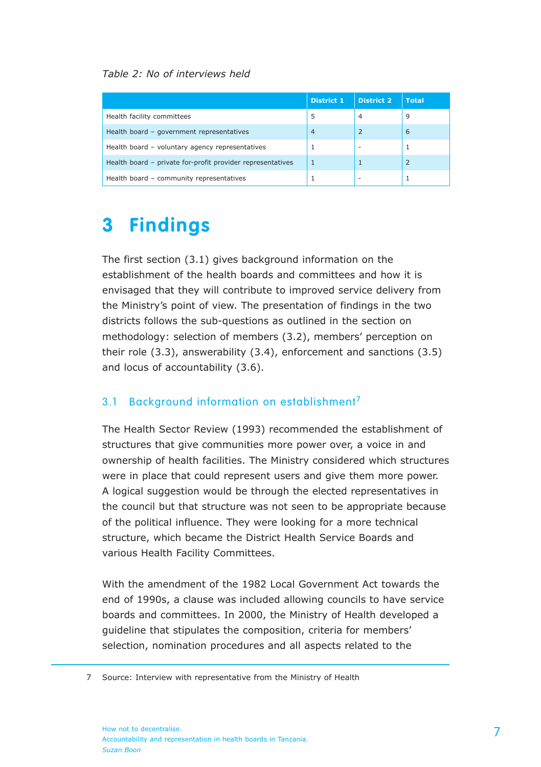*Table 2: No of interviews held*

| | District 1 | District 2 | Total |
|---|---|---|---|
| Health facility committees | 5 | 4 | 9 |
| Health board – government representatives | 4 | 2 | 6 |
| Health board – voluntary agency representatives | 1 | - | 1 |
| Health board – private for-profit provider representatives | 1 | 1 | 2 |
| Health board – community representatives | 1 | - | 1 |

# 3 Findings

The first section (3.1) gives background information on the establishment of the health boards and committees and how it is envisaged that they will contribute to improved service delivery from the Ministry's point of view. The presentation of findings in the two districts follows the sub-questions as outlined in the section on methodology: selection of members (3.2), members' perception on their role (3.3), answerability (3.4), enforcement and sanctions (3.5) and locus of accountability (3.6).

## 3.1 Background information on establishment[7]

The Health Sector Review (1993) recommended the establishment of structures that give communities more power over, a voice in and ownership of health facilities. The Ministry considered which structures were in place that could represent users and give them more power. A logical suggestion would be through the elected representatives in the council but that structure was not seen to be appropriate because of the political influence. They were looking for a more technical structure, which became the District Health Service Boards and various Health Facility Committees.

With the amendment of the 1982 Local Government Act towards the end of 1990s, a clause was included allowing councils to have service boards and committees. In 2000, the Ministry of Health developed a guideline that stipulates the composition, criteria for members' selection, nomination procedures and all aspects related to the

7 Source: Interview with representative from the Ministry of Health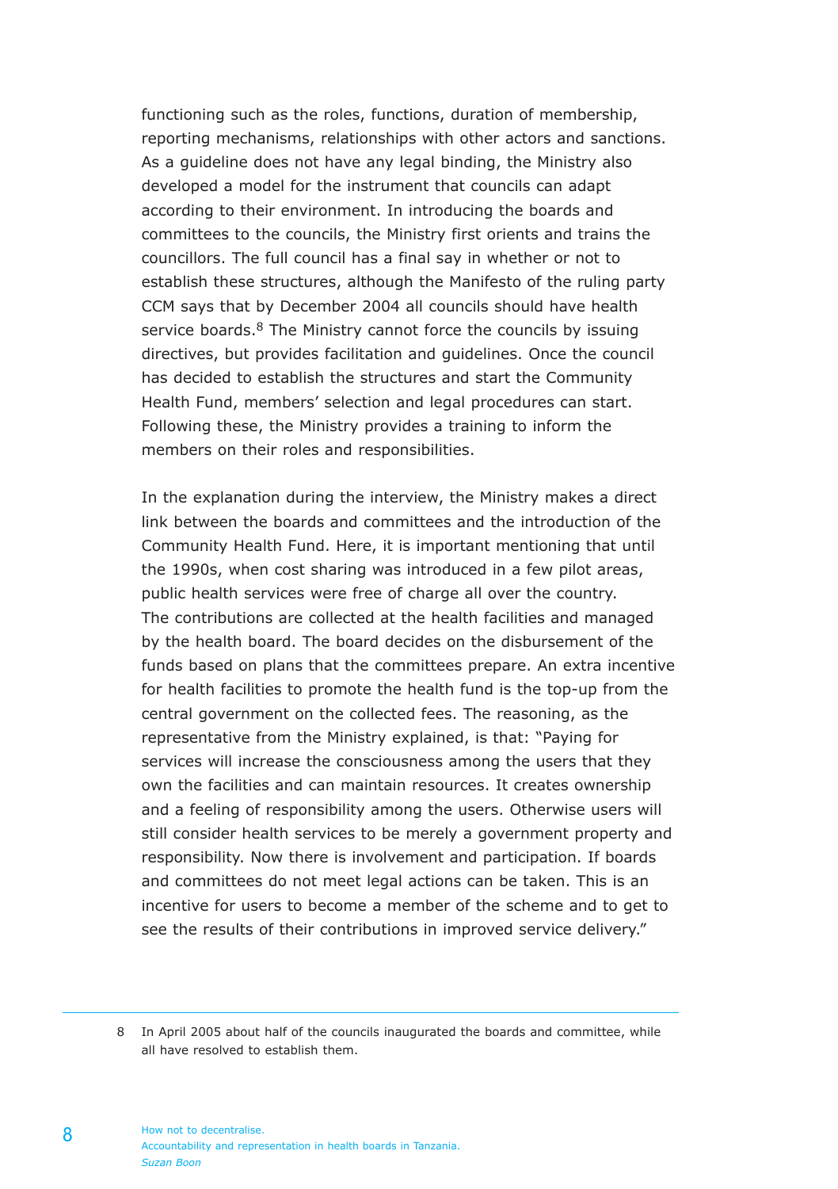functioning such as the roles, functions, duration of membership, reporting mechanisms, relationships with other actors and sanctions. As a guideline does not have any legal binding, the Ministry also developed a model for the instrument that councils can adapt according to their environment. In introducing the boards and committees to the councils, the Ministry first orients and trains the councillors. The full council has a final say in whether or not to establish these structures, although the Manifesto of the ruling party CCM says that by December 2004 all councils should have health service boards.[8] The Ministry cannot force the councils by issuing directives, but provides facilitation and guidelines. Once the council has decided to establish the structures and start the Community Health Fund, members' selection and legal procedures can start. Following these, the Ministry provides a training to inform the members on their roles and responsibilities.

In the explanation during the interview, the Ministry makes a direct link between the boards and committees and the introduction of the Community Health Fund. Here, it is important mentioning that until the 1990s, when cost sharing was introduced in a few pilot areas, public health services were free of charge all over the country. The contributions are collected at the health facilities and managed by the health board. The board decides on the disbursement of the funds based on plans that the committees prepare. An extra incentive for health facilities to promote the health fund is the top-up from the central government on the collected fees. The reasoning, as the representative from the Ministry explained, is that: "Paying for services will increase the consciousness among the users that they own the facilities and can maintain resources. It creates ownership and a feeling of responsibility among the users. Otherwise users will still consider health services to be merely a government property and responsibility. Now there is involvement and participation. If boards and committees do not meet legal actions can be taken. This is an incentive for users to become a member of the scheme and to get to see the results of their contributions in improved service delivery."

---

8 In April 2005 about half of the councils inaugurated the boards and committee, while all have resolved to establish them.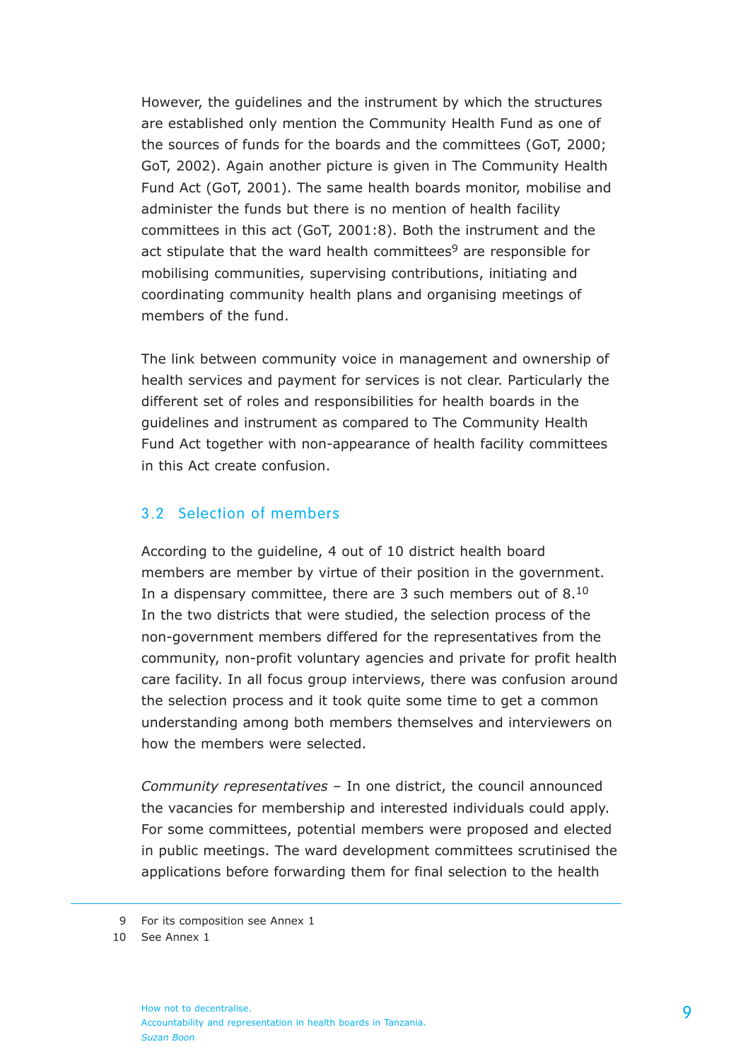However, the guidelines and the instrument by which the structures are established only mention the Community Health Fund as one of the sources of funds for the boards and the committees (GoT, 2000; GoT, 2002). Again another picture is given in The Community Health Fund Act (GoT, 2001). The same health boards monitor, mobilise and administer the funds but there is no mention of health facility committees in this act (GoT, 2001:8). Both the instrument and the act stipulate that the ward health committees[9] are responsible for mobilising communities, supervising contributions, initiating and coordinating community health plans and organising meetings of members of the fund.

The link between community voice in management and ownership of health services and payment for services is not clear. Particularly the different set of roles and responsibilities for health boards in the guidelines and instrument as compared to The Community Health Fund Act together with non-appearance of health facility committees in this Act create confusion.

## 3.2 Selection of members

According to the guideline, 4 out of 10 district health board members are member by virtue of their position in the government. In a dispensary committee, there are 3 such members out of 8.[10] In the two districts that were studied, the selection process of the non-government members differed for the representatives from the community, non-profit voluntary agencies and private for profit health care facility. In all focus group interviews, there was confusion around the selection process and it took quite some time to get a common understanding among both members themselves and interviewers on how the members were selected.

*Community representatives* – In one district, the council announced the vacancies for membership and interested individuals could apply. For some committees, potential members were proposed and elected in public meetings. The ward development committees scrutinised the applications before forwarding them for final selection to the health

---

9 For its composition see Annex 1

10 See Annex 1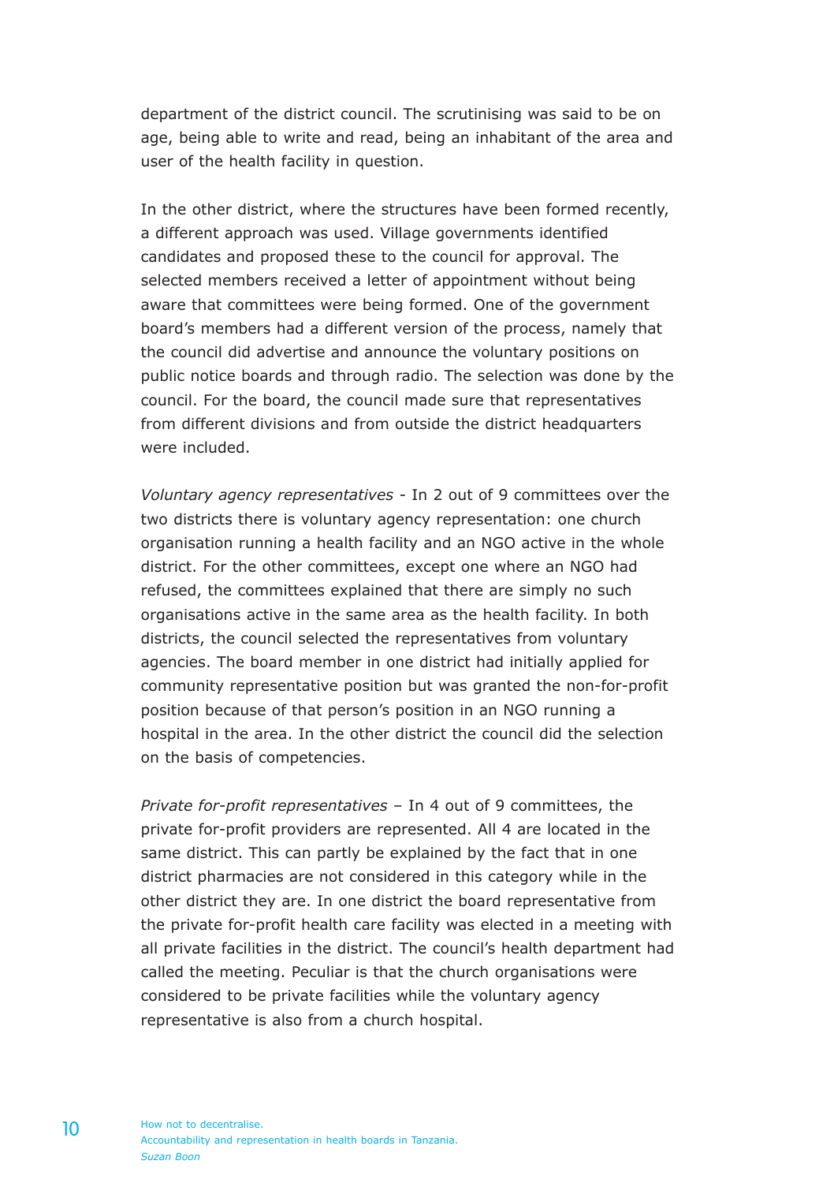department of the district council. The scrutinising was said to be on age, being able to write and read, being an inhabitant of the area and user of the health facility in question.

In the other district, where the structures have been formed recently, a different approach was used. Village governments identified candidates and proposed these to the council for approval. The selected members received a letter of appointment without being aware that committees were being formed. One of the government board's members had a different version of the process, namely that the council did advertise and announce the voluntary positions on public notice boards and through radio. The selection was done by the council. For the board, the council made sure that representatives from different divisions and from outside the district headquarters were included.

*Voluntary agency representatives* - In 2 out of 9 committees over the two districts there is voluntary agency representation: one church organisation running a health facility and an NGO active in the whole district. For the other committees, except one where an NGO had refused, the committees explained that there are simply no such organisations active in the same area as the health facility. In both districts, the council selected the representatives from voluntary agencies. The board member in one district had initially applied for community representative position but was granted the non-for-profit position because of that person's position in an NGO running a hospital in the area. In the other district the council did the selection on the basis of competencies.

*Private for-profit representatives* – In 4 out of 9 committees, the private for-profit providers are represented. All 4 are located in the same district. This can partly be explained by the fact that in one district pharmacies are not considered in this category while in the other district they are. In one district the board representative from the private for-profit health care facility was elected in a meeting with all private facilities in the district. The council's health department had called the meeting. Peculiar is that the church organisations were considered to be private facilities while the voluntary agency representative is also from a church hospital.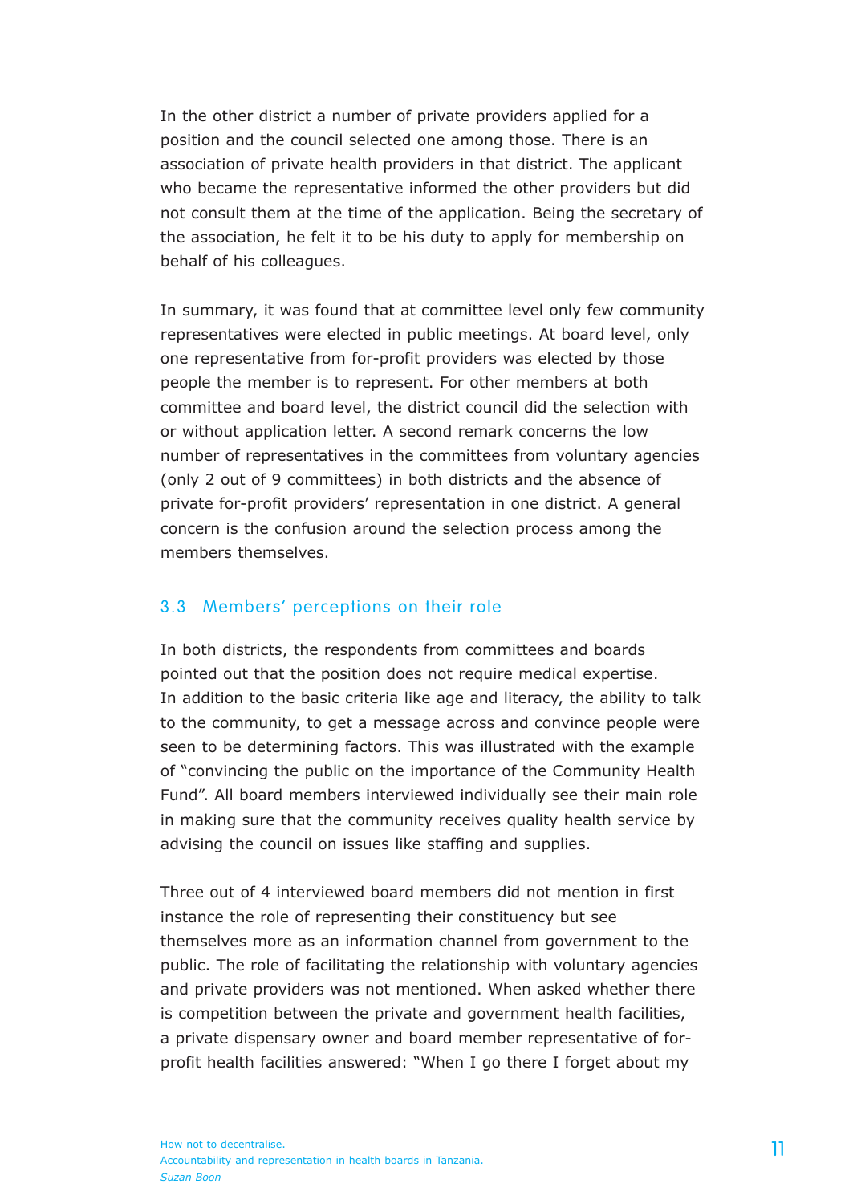In the other district a number of private providers applied for a position and the council selected one among those. There is an association of private health providers in that district. The applicant who became the representative informed the other providers but did not consult them at the time of the application. Being the secretary of the association, he felt it to be his duty to apply for membership on behalf of his colleagues.

In summary, it was found that at committee level only few community representatives were elected in public meetings. At board level, only one representative from for-profit providers was elected by those people the member is to represent. For other members at both committee and board level, the district council did the selection with or without application letter. A second remark concerns the low number of representatives in the committees from voluntary agencies (only 2 out of 9 committees) in both districts and the absence of private for-profit providers' representation in one district. A general concern is the confusion around the selection process among the members themselves.

### 3.3 Members' perceptions on their role

In both districts, the respondents from committees and boards pointed out that the position does not require medical expertise. In addition to the basic criteria like age and literacy, the ability to talk to the community, to get a message across and convince people were seen to be determining factors. This was illustrated with the example of "convincing the public on the importance of the Community Health Fund". All board members interviewed individually see their main role in making sure that the community receives quality health service by advising the council on issues like staffing and supplies.

Three out of 4 interviewed board members did not mention in first instance the role of representing their constituency but see themselves more as an information channel from government to the public. The role of facilitating the relationship with voluntary agencies and private providers was not mentioned. When asked whether there is competition between the private and government health facilities, a private dispensary owner and board member representative of for-profit health facilities answered: "When I go there I forget about my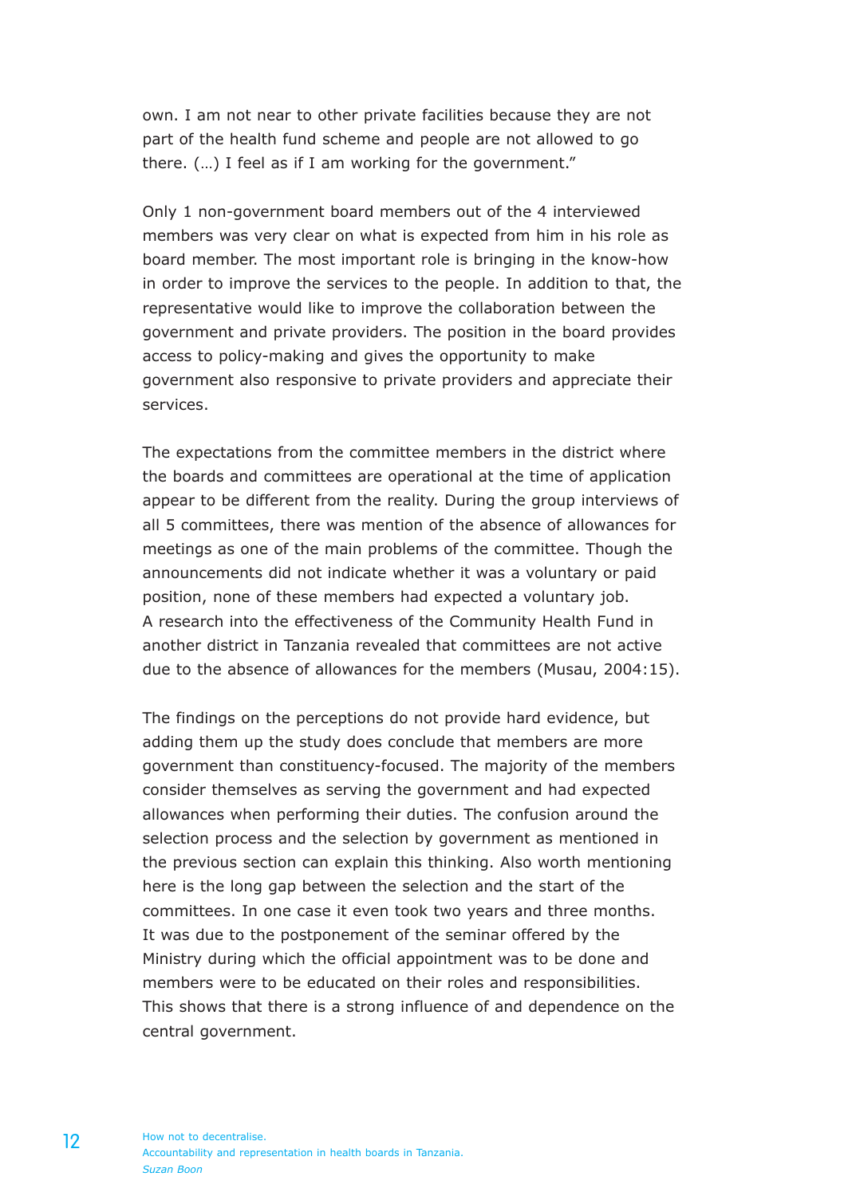own. I am not near to other private facilities because they are not part of the health fund scheme and people are not allowed to go there. (…) I feel as if I am working for the government."

Only 1 non-government board members out of the 4 interviewed members was very clear on what is expected from him in his role as board member. The most important role is bringing in the know-how in order to improve the services to the people. In addition to that, the representative would like to improve the collaboration between the government and private providers. The position in the board provides access to policy-making and gives the opportunity to make government also responsive to private providers and appreciate their services.

The expectations from the committee members in the district where the boards and committees are operational at the time of application appear to be different from the reality. During the group interviews of all 5 committees, there was mention of the absence of allowances for meetings as one of the main problems of the committee. Though the announcements did not indicate whether it was a voluntary or paid position, none of these members had expected a voluntary job. A research into the effectiveness of the Community Health Fund in another district in Tanzania revealed that committees are not active due to the absence of allowances for the members (Musau, 2004:15).

The findings on the perceptions do not provide hard evidence, but adding them up the study does conclude that members are more government than constituency-focused. The majority of the members consider themselves as serving the government and had expected allowances when performing their duties. The confusion around the selection process and the selection by government as mentioned in the previous section can explain this thinking. Also worth mentioning here is the long gap between the selection and the start of the committees. In one case it even took two years and three months. It was due to the postponement of the seminar offered by the Ministry during which the official appointment was to be done and members were to be educated on their roles and responsibilities. This shows that there is a strong influence of and dependence on the central government.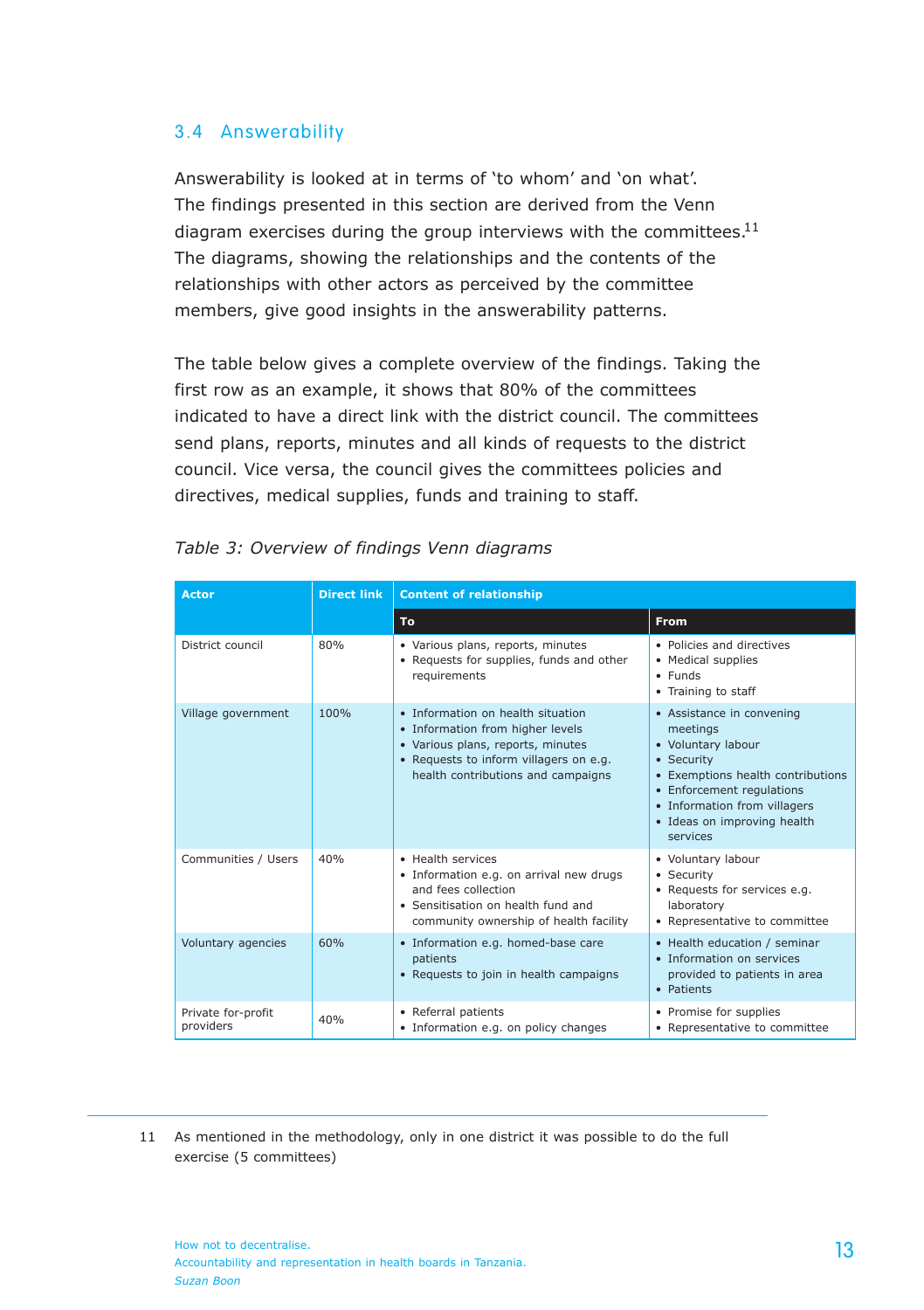## 3.4 Answerability

Answerability is looked at in terms of 'to whom' and 'on what'. The findings presented in this section are derived from the Venn diagram exercises during the group interviews with the committees.[11] The diagrams, showing the relationships and the contents of the relationships with other actors as perceived by the committee members, give good insights in the answerability patterns.

The table below gives a complete overview of the findings. Taking the first row as an example, it shows that 80% of the committees indicated to have a direct link with the district council. The committees send plans, reports, minutes and all kinds of requests to the district council. Vice versa, the council gives the committees policies and directives, medical supplies, funds and training to staff.

*Table 3: Overview of findings Venn diagrams*

| Actor | Direct link | Content of relationship | |
|---|---|---|---|
| | | **To** | **From** |
| District council | 80% | • Various plans, reports, minutes<br>• Requests for supplies, funds and other requirements | • Policies and directives<br>• Medical supplies<br>• Funds<br>• Training to staff |
| Village government | 100% | • Information on health situation<br>• Information from higher levels<br>• Various plans, reports, minutes<br>• Requests to inform villagers on e.g. health contributions and campaigns | • Assistance in convening meetings<br>• Voluntary labour<br>• Security<br>• Exemptions health contributions<br>• Enforcement regulations<br>• Information from villagers<br>• Ideas on improving health services |
| Communities / Users | 40% | • Health services<br>• Information e.g. on arrival new drugs and fees collection<br>• Sensitisation on health fund and community ownership of health facility | • Voluntary labour<br>• Security<br>• Requests for services e.g. laboratory<br>• Representative to committee |
| Voluntary agencies | 60% | • Information e.g. homed-base care patients<br>• Requests to join in health campaigns | • Health education / seminar<br>• Information on services provided to patients in area<br>• Patients |
| Private for-profit providers | 40% | • Referral patients<br>• Information e.g. on policy changes | • Promise for supplies<br>• Representative to committee |

---

11 As mentioned in the methodology, only in one district it was possible to do the full exercise (5 committees)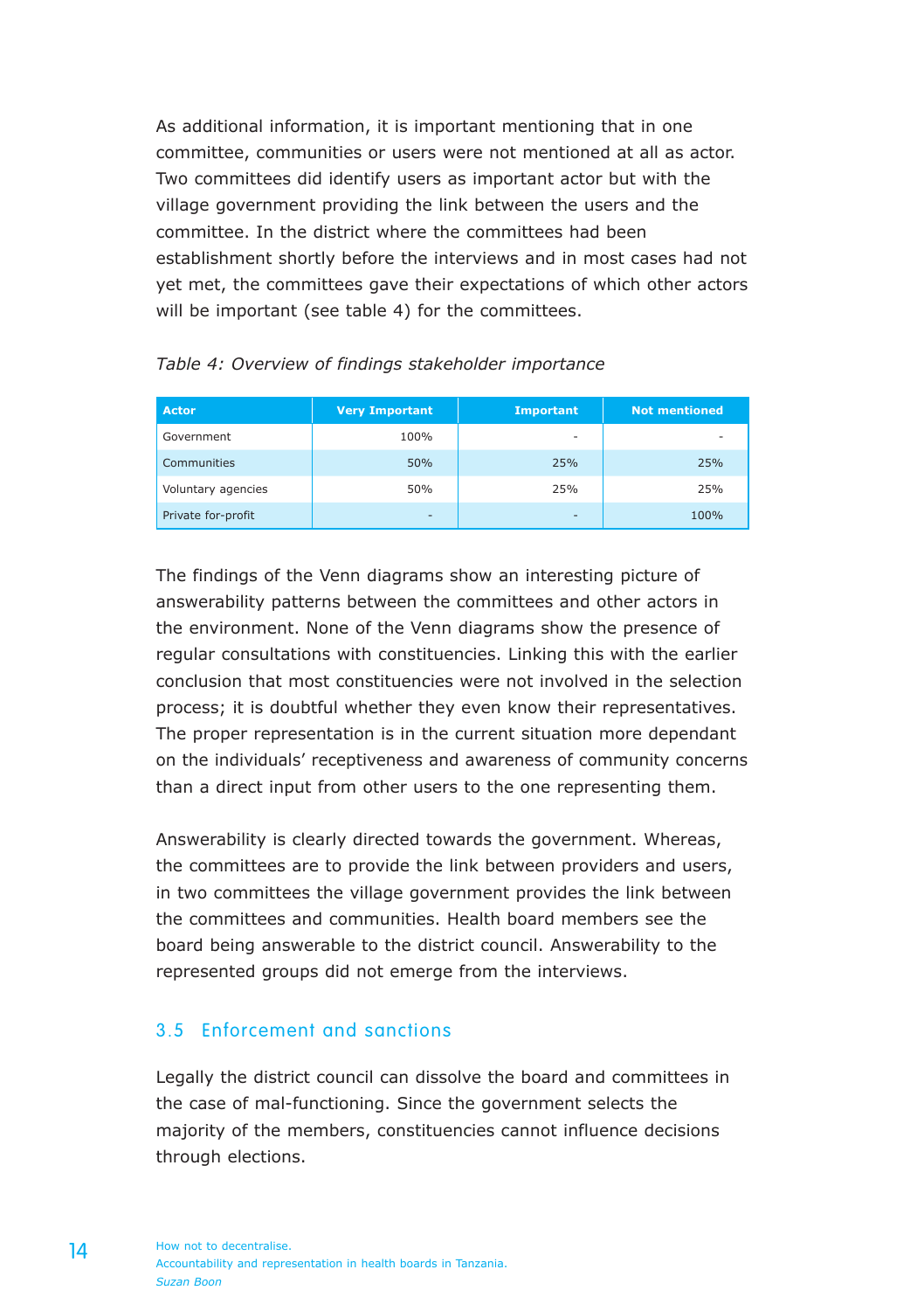As additional information, it is important mentioning that in one committee, communities or users were not mentioned at all as actor. Two committees did identify users as important actor but with the village government providing the link between the users and the committee. In the district where the committees had been establishment shortly before the interviews and in most cases had not yet met, the committees gave their expectations of which other actors will be important (see table 4) for the committees.

*Table 4: Overview of findings stakeholder importance*

| Actor | Very Important | Important | Not mentioned |
|---|---|---|---|
| Government | 100% | - | - |
| Communities | 50% | 25% | 25% |
| Voluntary agencies | 50% | 25% | 25% |
| Private for-profit | - | - | 100% |

The findings of the Venn diagrams show an interesting picture of answerability patterns between the committees and other actors in the environment. None of the Venn diagrams show the presence of regular consultations with constituencies. Linking this with the earlier conclusion that most constituencies were not involved in the selection process; it is doubtful whether they even know their representatives. The proper representation is in the current situation more dependant on the individuals' receptiveness and awareness of community concerns than a direct input from other users to the one representing them.

Answerability is clearly directed towards the government. Whereas, the committees are to provide the link between providers and users, in two committees the village government provides the link between the committees and communities. Health board members see the board being answerable to the district council. Answerability to the represented groups did not emerge from the interviews.

## 3.5 Enforcement and sanctions

Legally the district council can dissolve the board and committees in the case of mal-functioning. Since the government selects the majority of the members, constituencies cannot influence decisions through elections.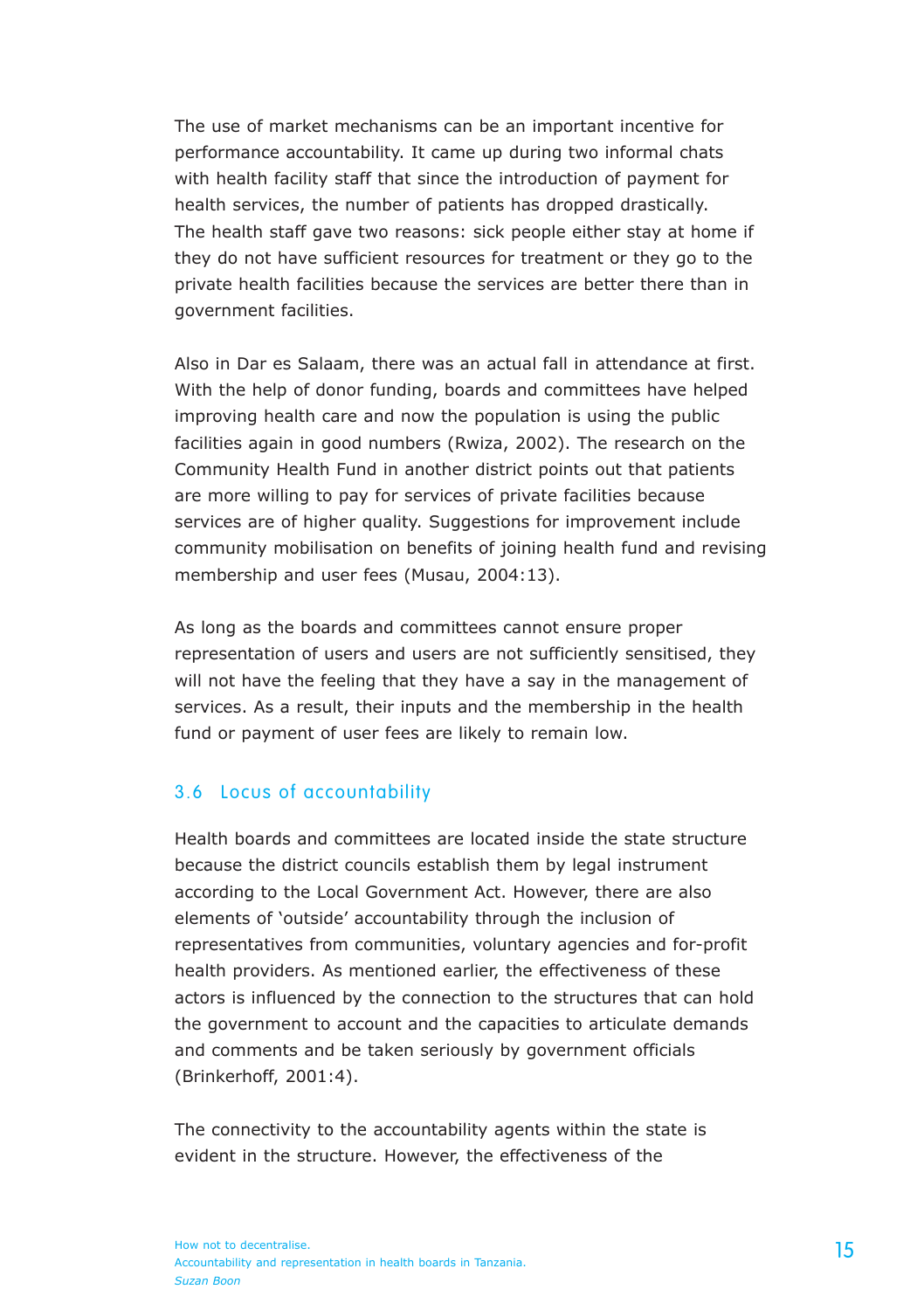The use of market mechanisms can be an important incentive for performance accountability. It came up during two informal chats with health facility staff that since the introduction of payment for health services, the number of patients has dropped drastically. The health staff gave two reasons: sick people either stay at home if they do not have sufficient resources for treatment or they go to the private health facilities because the services are better there than in government facilities.

Also in Dar es Salaam, there was an actual fall in attendance at first. With the help of donor funding, boards and committees have helped improving health care and now the population is using the public facilities again in good numbers (Rwiza, 2002). The research on the Community Health Fund in another district points out that patients are more willing to pay for services of private facilities because services are of higher quality. Suggestions for improvement include community mobilisation on benefits of joining health fund and revising membership and user fees (Musau, 2004:13).

As long as the boards and committees cannot ensure proper representation of users and users are not sufficiently sensitised, they will not have the feeling that they have a say in the management of services. As a result, their inputs and the membership in the health fund or payment of user fees are likely to remain low.

## 3.6 Locus of accountability

Health boards and committees are located inside the state structure because the district councils establish them by legal instrument according to the Local Government Act. However, there are also elements of 'outside' accountability through the inclusion of representatives from communities, voluntary agencies and for-profit health providers. As mentioned earlier, the effectiveness of these actors is influenced by the connection to the structures that can hold the government to account and the capacities to articulate demands and comments and be taken seriously by government officials (Brinkerhoff, 2001:4).

The connectivity to the accountability agents within the state is evident in the structure. However, the effectiveness of the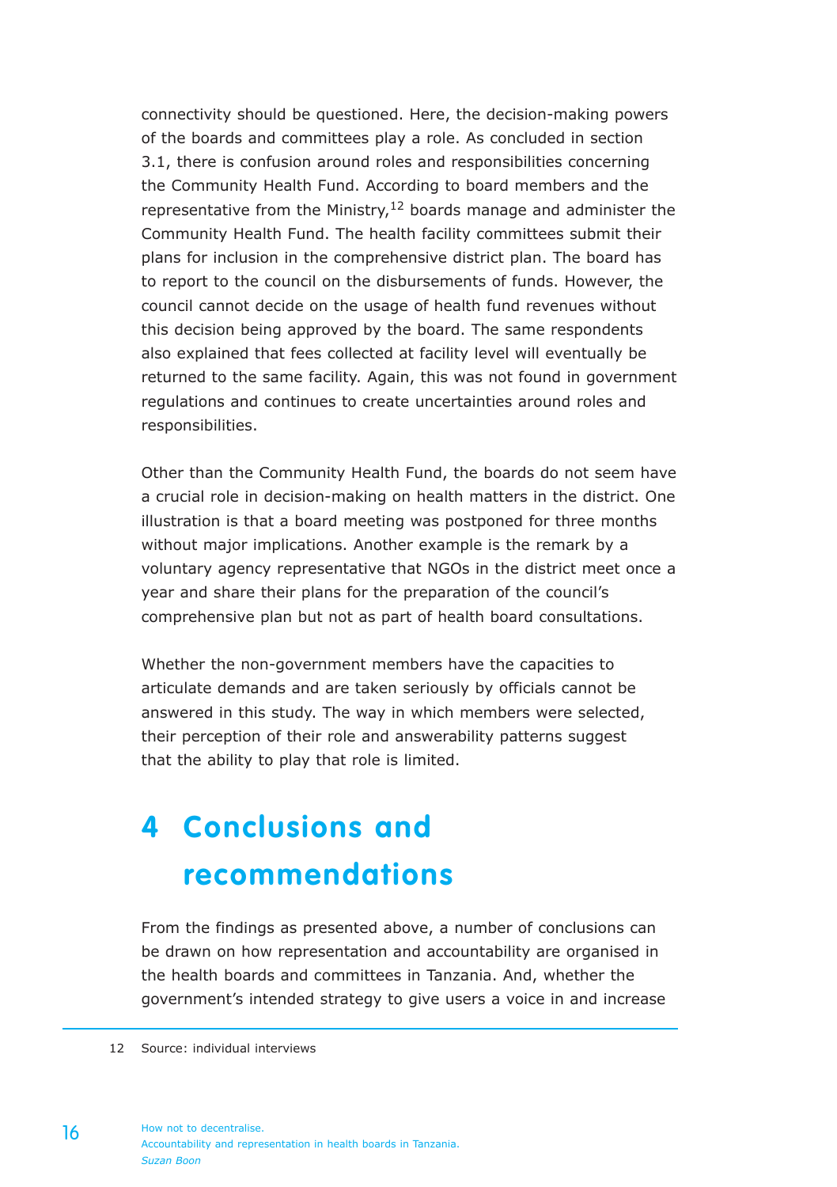connectivity should be questioned. Here, the decision-making powers of the boards and committees play a role. As concluded in section 3.1, there is confusion around roles and responsibilities concerning the Community Health Fund. According to board members and the representative from the Ministry,[12] boards manage and administer the Community Health Fund. The health facility committees submit their plans for inclusion in the comprehensive district plan. The board has to report to the council on the disbursements of funds. However, the council cannot decide on the usage of health fund revenues without this decision being approved by the board. The same respondents also explained that fees collected at facility level will eventually be returned to the same facility. Again, this was not found in government regulations and continues to create uncertainties around roles and responsibilities.

Other than the Community Health Fund, the boards do not seem have a crucial role in decision-making on health matters in the district. One illustration is that a board meeting was postponed for three months without major implications. Another example is the remark by a voluntary agency representative that NGOs in the district meet once a year and share their plans for the preparation of the council's comprehensive plan but not as part of health board consultations.

Whether the non-government members have the capacities to articulate demands and are taken seriously by officials cannot be answered in this study. The way in which members were selected, their perception of their role and answerability patterns suggest that the ability to play that role is limited.

# 4 Conclusions and recommendations

From the findings as presented above, a number of conclusions can be drawn on how representation and accountability are organised in the health boards and committees in Tanzania. And, whether the government's intended strategy to give users a voice in and increase

12 Source: individual interviews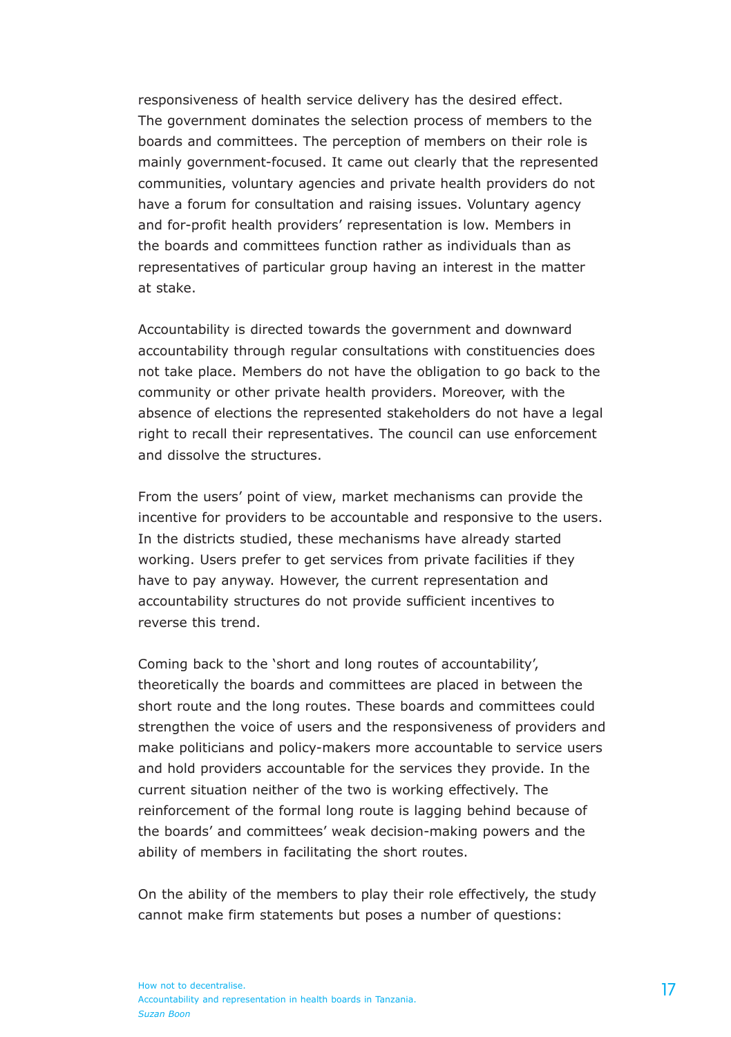responsiveness of health service delivery has the desired effect. The government dominates the selection process of members to the boards and committees. The perception of members on their role is mainly government-focused. It came out clearly that the represented communities, voluntary agencies and private health providers do not have a forum for consultation and raising issues. Voluntary agency and for-profit health providers' representation is low. Members in the boards and committees function rather as individuals than as representatives of particular group having an interest in the matter at stake.

Accountability is directed towards the government and downward accountability through regular consultations with constituencies does not take place. Members do not have the obligation to go back to the community or other private health providers. Moreover, with the absence of elections the represented stakeholders do not have a legal right to recall their representatives. The council can use enforcement and dissolve the structures.

From the users' point of view, market mechanisms can provide the incentive for providers to be accountable and responsive to the users. In the districts studied, these mechanisms have already started working. Users prefer to get services from private facilities if they have to pay anyway. However, the current representation and accountability structures do not provide sufficient incentives to reverse this trend.

Coming back to the 'short and long routes of accountability', theoretically the boards and committees are placed in between the short route and the long routes. These boards and committees could strengthen the voice of users and the responsiveness of providers and make politicians and policy-makers more accountable to service users and hold providers accountable for the services they provide. In the current situation neither of the two is working effectively. The reinforcement of the formal long route is lagging behind because of the boards' and committees' weak decision-making powers and the ability of members in facilitating the short routes.

On the ability of the members to play their role effectively, the study cannot make firm statements but poses a number of questions: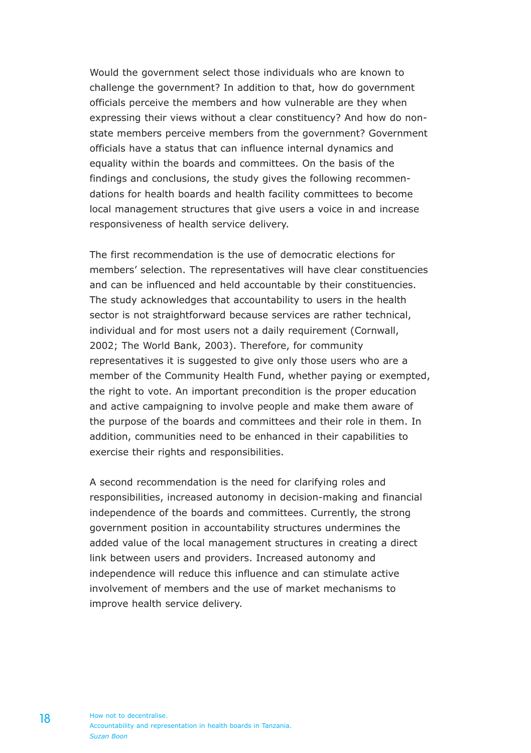Would the government select those individuals who are known to challenge the government? In addition to that, how do government officials perceive the members and how vulnerable are they when expressing their views without a clear constituency? And how do non-state members perceive members from the government? Government officials have a status that can influence internal dynamics and equality within the boards and committees. On the basis of the findings and conclusions, the study gives the following recommendations for health boards and health facility committees to become local management structures that give users a voice in and increase responsiveness of health service delivery.

The first recommendation is the use of democratic elections for members' selection. The representatives will have clear constituencies and can be influenced and held accountable by their constituencies. The study acknowledges that accountability to users in the health sector is not straightforward because services are rather technical, individual and for most users not a daily requirement (Cornwall, 2002; The World Bank, 2003). Therefore, for community representatives it is suggested to give only those users who are a member of the Community Health Fund, whether paying or exempted, the right to vote. An important precondition is the proper education and active campaigning to involve people and make them aware of the purpose of the boards and committees and their role in them. In addition, communities need to be enhanced in their capabilities to exercise their rights and responsibilities.

A second recommendation is the need for clarifying roles and responsibilities, increased autonomy in decision-making and financial independence of the boards and committees. Currently, the strong government position in accountability structures undermines the added value of the local management structures in creating a direct link between users and providers. Increased autonomy and independence will reduce this influence and can stimulate active involvement of members and the use of market mechanisms to improve health service delivery.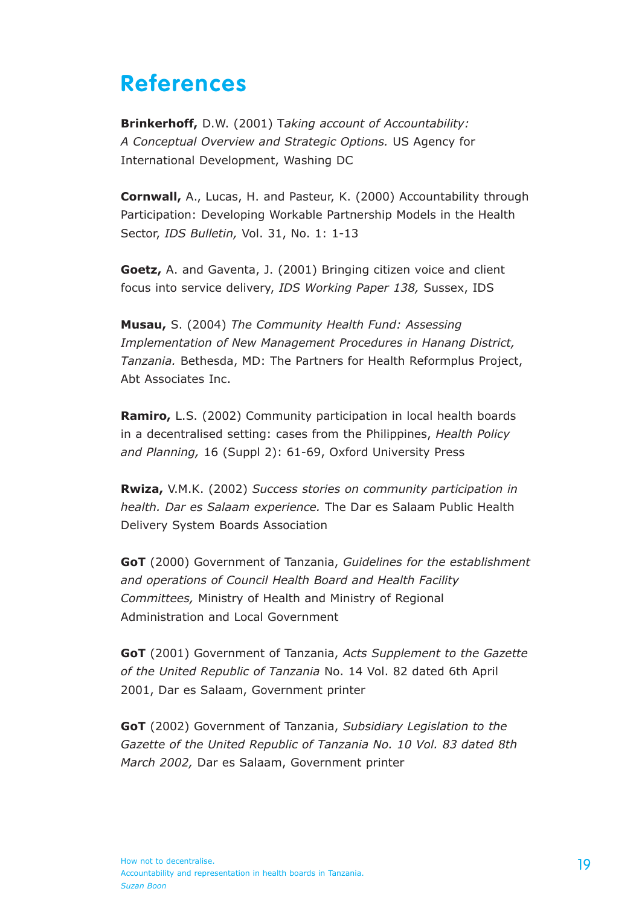# References

**Brinkerhoff,** D.W. (2001) T*aking account of Accountability: A Conceptual Overview and Strategic Options.* US Agency for International Development, Washing DC

**Cornwall,** A., Lucas, H. and Pasteur, K. (2000) Accountability through Participation: Developing Workable Partnership Models in the Health Sector, *IDS Bulletin,* Vol. 31, No. 1: 1-13

**Goetz,** A. and Gaventa, J. (2001) Bringing citizen voice and client focus into service delivery, *IDS Working Paper 138,* Sussex, IDS

**Musau,** S. (2004) *The Community Health Fund: Assessing Implementation of New Management Procedures in Hanang District, Tanzania.* Bethesda, MD: The Partners for Health Reformplus Project, Abt Associates Inc.

**Ramiro,** L.S. (2002) Community participation in local health boards in a decentralised setting: cases from the Philippines, *Health Policy and Planning,* 16 (Suppl 2): 61-69, Oxford University Press

**Rwiza,** V.M.K. (2002) *Success stories on community participation in health. Dar es Salaam experience.* The Dar es Salaam Public Health Delivery System Boards Association

**GoT** (2000) Government of Tanzania, *Guidelines for the establishment and operations of Council Health Board and Health Facility Committees,* Ministry of Health and Ministry of Regional Administration and Local Government

**GoT** (2001) Government of Tanzania, *Acts Supplement to the Gazette of the United Republic of Tanzania* No. 14 Vol. 82 dated 6th April 2001, Dar es Salaam, Government printer

**GoT** (2002) Government of Tanzania, *Subsidiary Legislation to the Gazette of the United Republic of Tanzania No. 10 Vol. 83 dated 8th March 2002,* Dar es Salaam, Government printer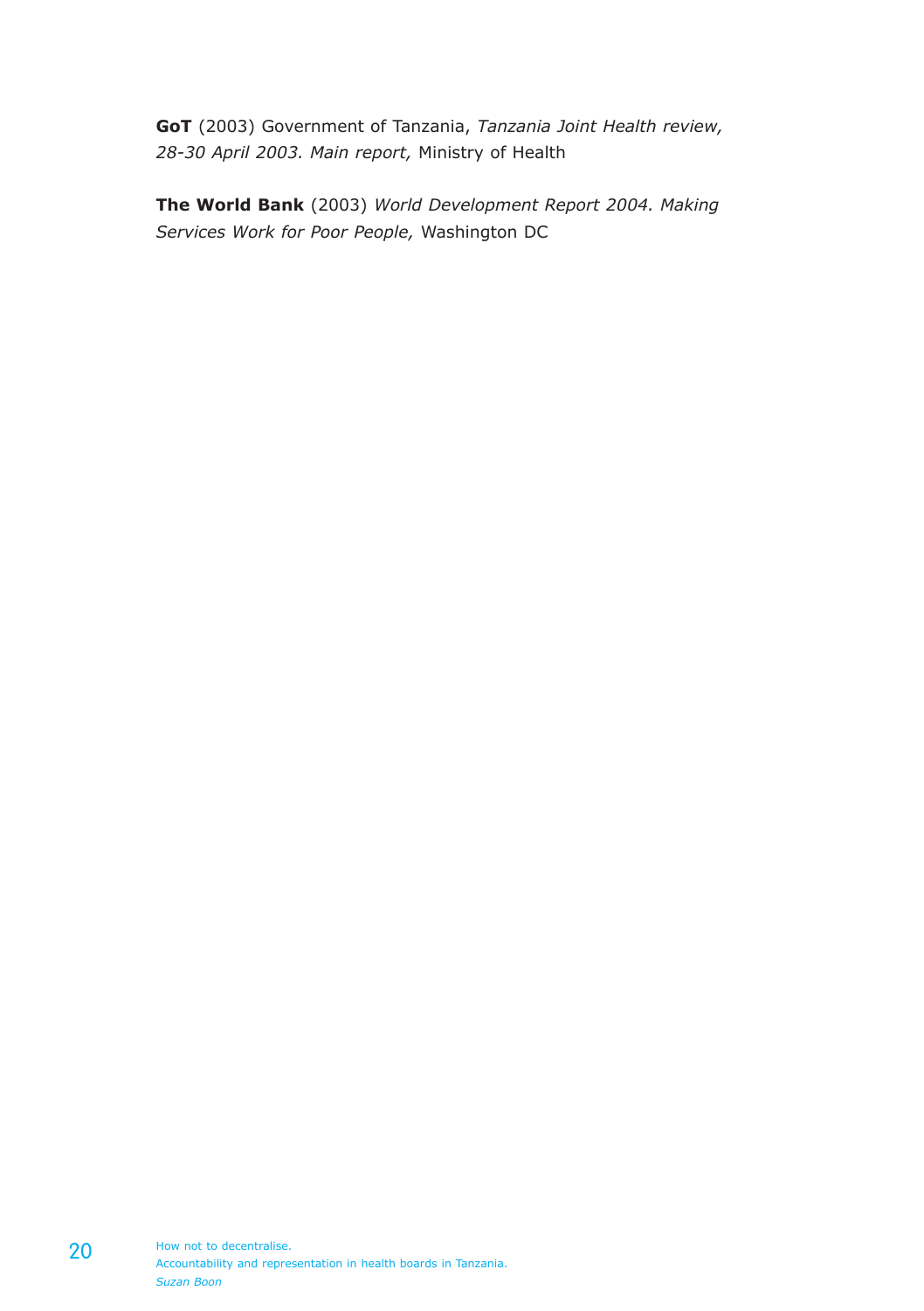**GoT** (2003) Government of Tanzania, *Tanzania Joint Health review, 28-30 April 2003. Main report,* Ministry of Health

**The World Bank** (2003) *World Development Report 2004. Making Services Work for Poor People,* Washington DC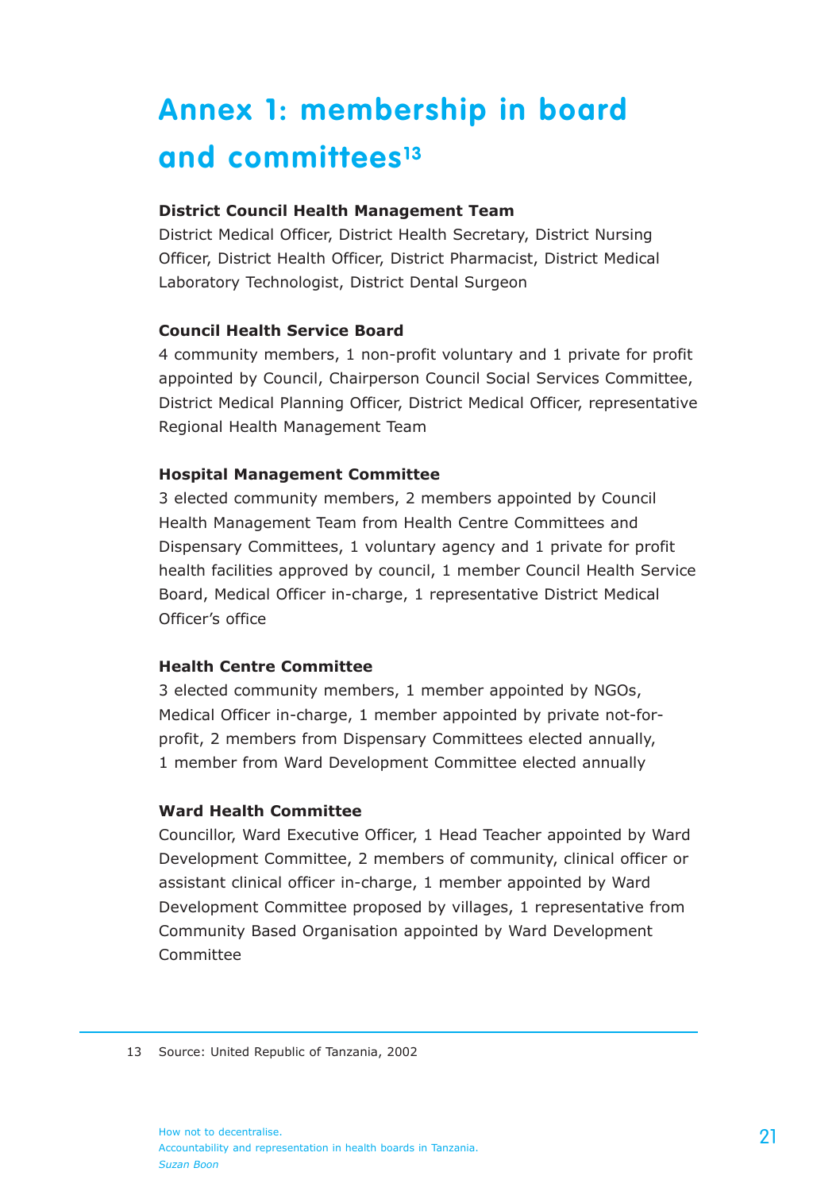# Annex 1: membership in board and committees[13]

**District Council Health Management Team**
District Medical Officer, District Health Secretary, District Nursing Officer, District Health Officer, District Pharmacist, District Medical Laboratory Technologist, District Dental Surgeon

**Council Health Service Board**
4 community members, 1 non-profit voluntary and 1 private for profit appointed by Council, Chairperson Council Social Services Committee, District Medical Planning Officer, District Medical Officer, representative Regional Health Management Team

**Hospital Management Committee**
3 elected community members, 2 members appointed by Council Health Management Team from Health Centre Committees and Dispensary Committees, 1 voluntary agency and 1 private for profit health facilities approved by council, 1 member Council Health Service Board, Medical Officer in-charge, 1 representative District Medical Officer's office

**Health Centre Committee**
3 elected community members, 1 member appointed by NGOs, Medical Officer in-charge, 1 member appointed by private not-for-profit, 2 members from Dispensary Committees elected annually, 1 member from Ward Development Committee elected annually

**Ward Health Committee**
Councillor, Ward Executive Officer, 1 Head Teacher appointed by Ward Development Committee, 2 members of community, clinical officer or assistant clinical officer in-charge, 1 member appointed by Ward Development Committee proposed by villages, 1 representative from Community Based Organisation appointed by Ward Development Committee

---

13 Source: United Republic of Tanzania, 2002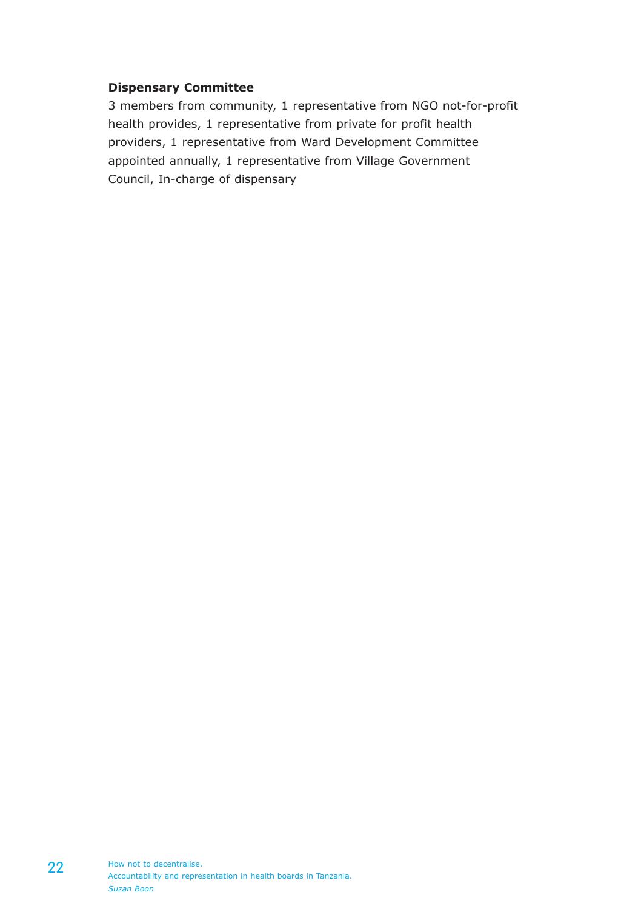**Dispensary Committee**

3 members from community, 1 representative from NGO not-for-profit health provides, 1 representative from private for profit health providers, 1 representative from Ward Development Committee appointed annually, 1 representative from Village Government Council, In-charge of dispensary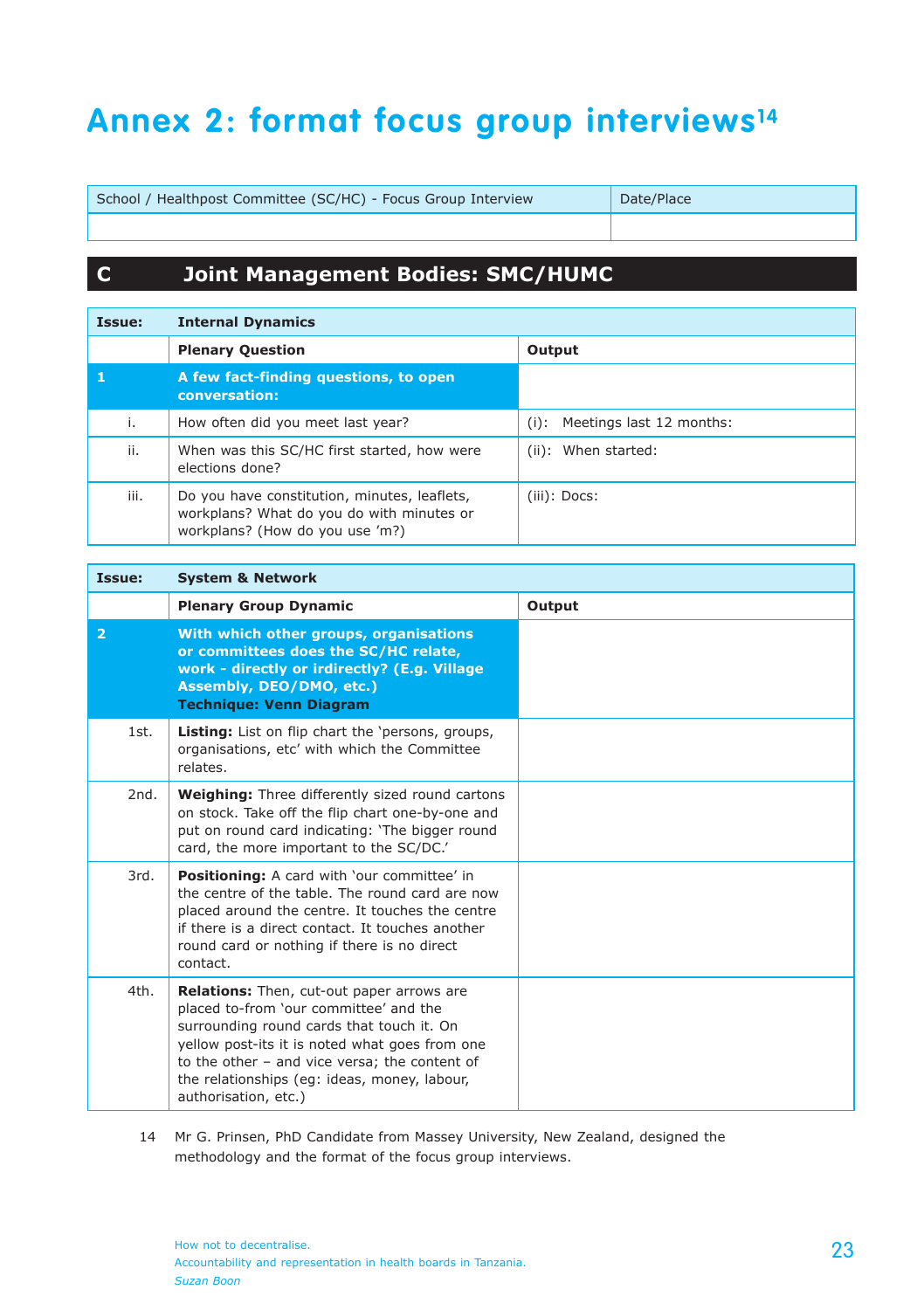# Annex 2: format focus group interviews[14]

| School / Healthpost Committee (SC/HC) - Focus Group Interview | Date/Place |
|---|---|
| | |

## C Joint Management Bodies: SMC/HUMC

| Issue: | Internal Dynamics | |
|---|---|---|
| | **Plenary Question** | **Output** |
| **1** | **A few fact-finding questions, to open conversation:** | |
| i. | How often did you meet last year? | (i): Meetings last 12 months: |
| ii. | When was this SC/HC first started, how were elections done? | (ii): When started: |
| iii. | Do you have constitution, minutes, leaflets, workplans? What do you do with minutes or workplans? (How do you use 'm?) | (iii): Docs: |

| Issue: | System & Network | |
|---|---|---|
| | **Plenary Group Dynamic** | **Output** |
| **2** | **With which other groups, organisations or committees does the SC/HC relate, work - directly or irdirectly? (E.g. Village Assembly, DEO/DMO, etc.)**<br>**Technique: Venn Diagram** | |
| 1st. | **Listing:** List on flip chart the 'persons, groups, organisations, etc' with which the Committee relates. | |
| 2nd. | **Weighing:** Three differently sized round cartons on stock. Take off the flip chart one-by-one and put on round card indicating: 'The bigger round card, the more important to the SC/DC.' | |
| 3rd. | **Positioning:** A card with 'our committee' in the centre of the table. The round card are now placed around the centre. It touches the centre if there is a direct contact. It touches another round card or nothing if there is no direct contact. | |
| 4th. | **Relations:** Then, cut-out paper arrows are placed to-from 'our committee' and the surrounding round cards that touch it. On yellow post-its it is noted what goes from one to the other – and vice versa; the content of the relationships (eg: ideas, money, labour, authorisation, etc.) | |

14 Mr G. Prinsen, PhD Candidate from Massey University, New Zealand, designed the methodology and the format of the focus group interviews.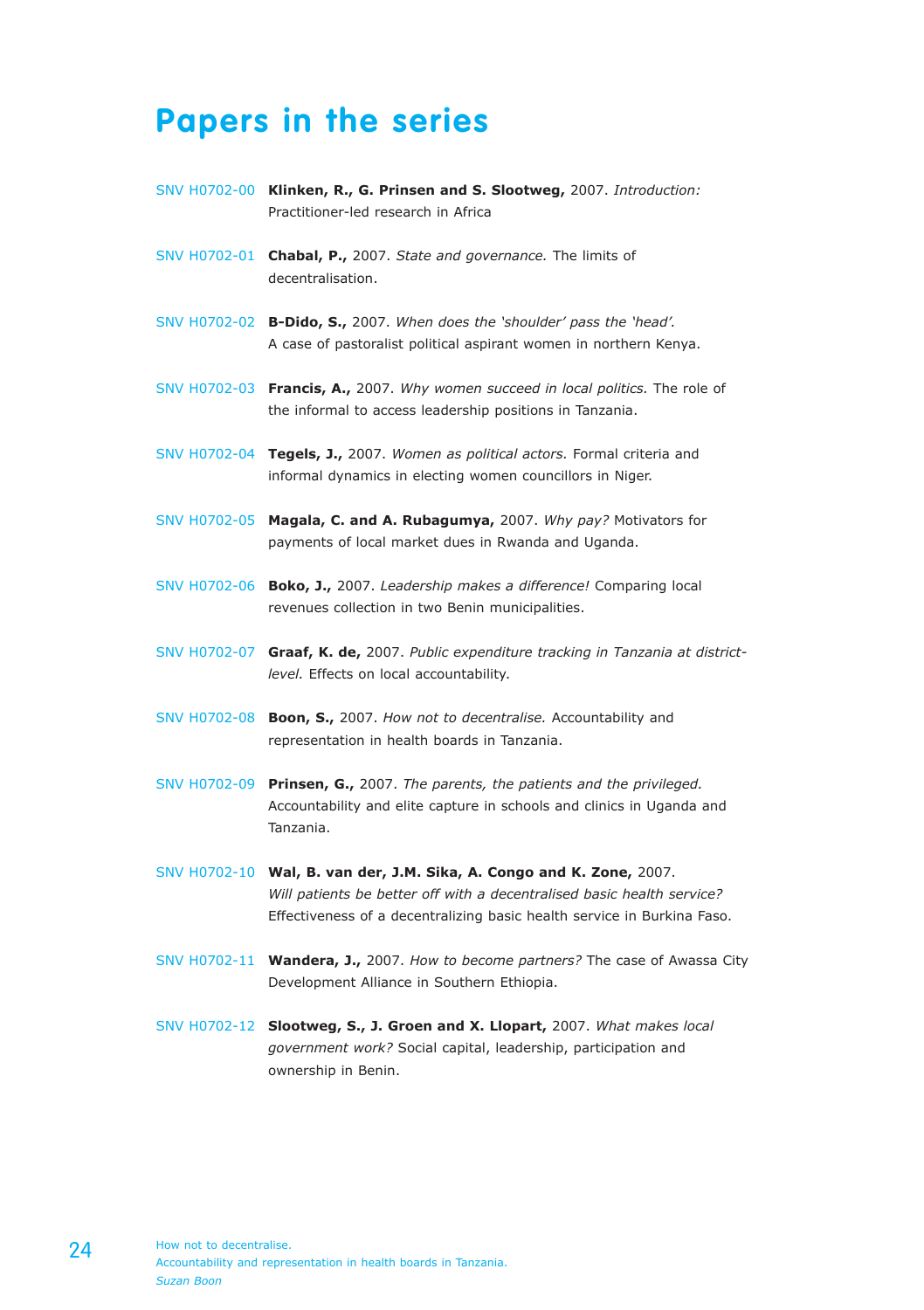# Papers in the series

SNV H0702-00 **Klinken, R., G. Prinsen and S. Slootweg,** 2007. *Introduction:* Practitioner-led research in Africa

SNV H0702-01 **Chabal, P.,** 2007. *State and governance.* The limits of decentralisation.

SNV H0702-02 **B-Dido, S.,** 2007. *When does the 'shoulder' pass the 'head'.* A case of pastoralist political aspirant women in northern Kenya.

SNV H0702-03 **Francis, A.,** 2007. *Why women succeed in local politics.* The role of the informal to access leadership positions in Tanzania.

SNV H0702-04 **Tegels, J.,** 2007. *Women as political actors.* Formal criteria and informal dynamics in electing women councillors in Niger.

SNV H0702-05 **Magala, C. and A. Rubagumya,** 2007. *Why pay?* Motivators for payments of local market dues in Rwanda and Uganda.

SNV H0702-06 **Boko, J.,** 2007. *Leadership makes a difference!* Comparing local revenues collection in two Benin municipalities.

SNV H0702-07 **Graaf, K. de,** 2007. *Public expenditure tracking in Tanzania at district-level.* Effects on local accountability.

SNV H0702-08 **Boon, S.,** 2007. *How not to decentralise.* Accountability and representation in health boards in Tanzania.

SNV H0702-09 **Prinsen, G.,** 2007. *The parents, the patients and the privileged.* Accountability and elite capture in schools and clinics in Uganda and Tanzania.

SNV H0702-10 **Wal, B. van der, J.M. Sika, A. Congo and K. Zone,** 2007. *Will patients be better off with a decentralised basic health service?* Effectiveness of a decentralizing basic health service in Burkina Faso.

SNV H0702-11 **Wandera, J.,** 2007. *How to become partners?* The case of Awassa City Development Alliance in Southern Ethiopia.

SNV H0702-12 **Slootweg, S., J. Groen and X. Llopart,** 2007. *What makes local government work?* Social capital, leadership, participation and ownership in Benin.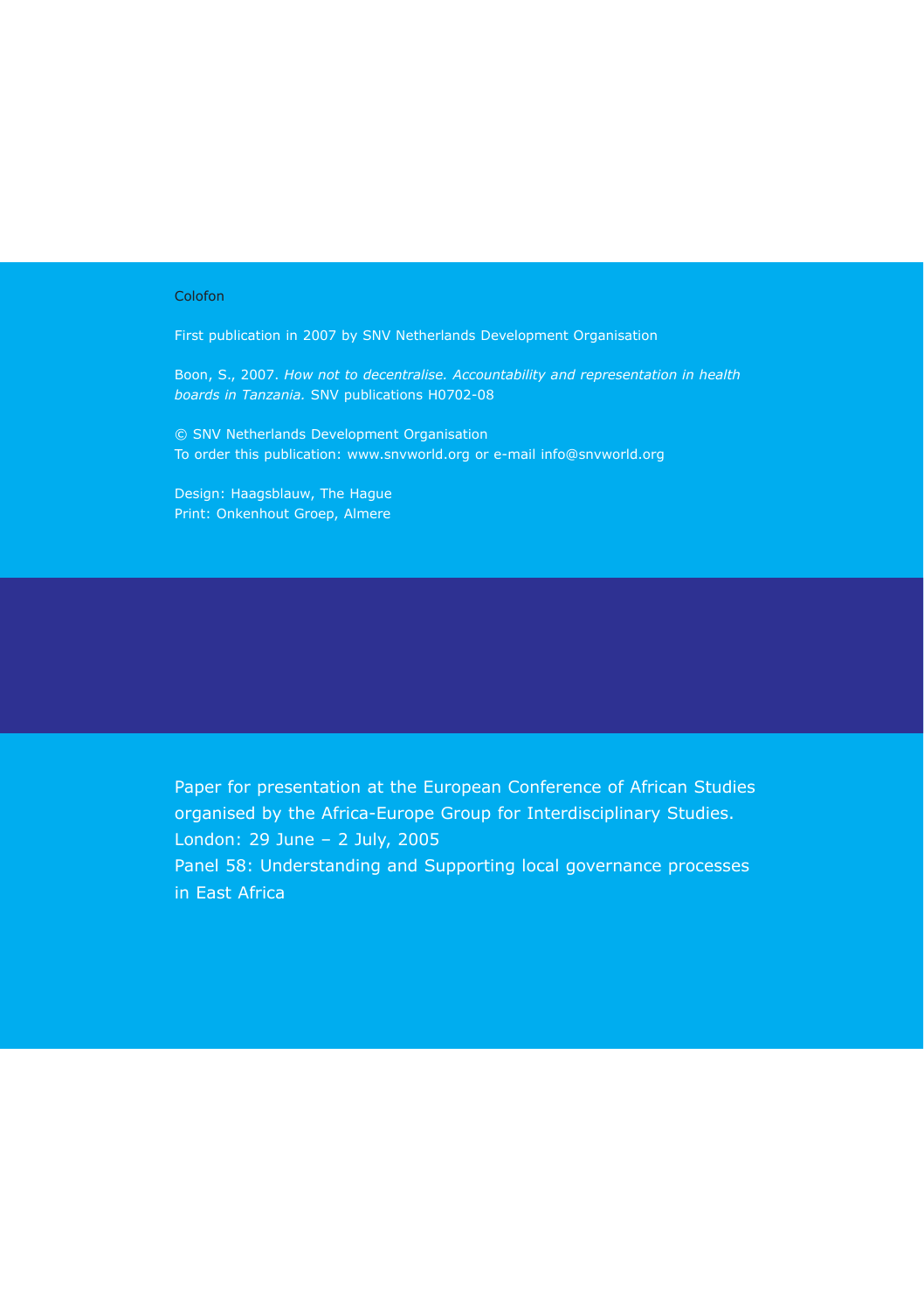Colofon

First publication in 2007 by SNV Netherlands Development Organisation

Boon, S., 2007. *How not to decentralise. Accountability and representation in health boards in Tanzania.* SNV publications H0702-08

© SNV Netherlands Development Organisation
To order this publication: www.snvworld.org or e-mail info@snvworld.org

Design: Haagsblauw, The Hague
Print: Onkenhout Groep, Almere

Paper for presentation at the European Conference of African Studies organised by the Africa-Europe Group for Interdisciplinary Studies.
London: 29 June – 2 July, 2005
Panel 58: Understanding and Supporting local governance processes in East Africa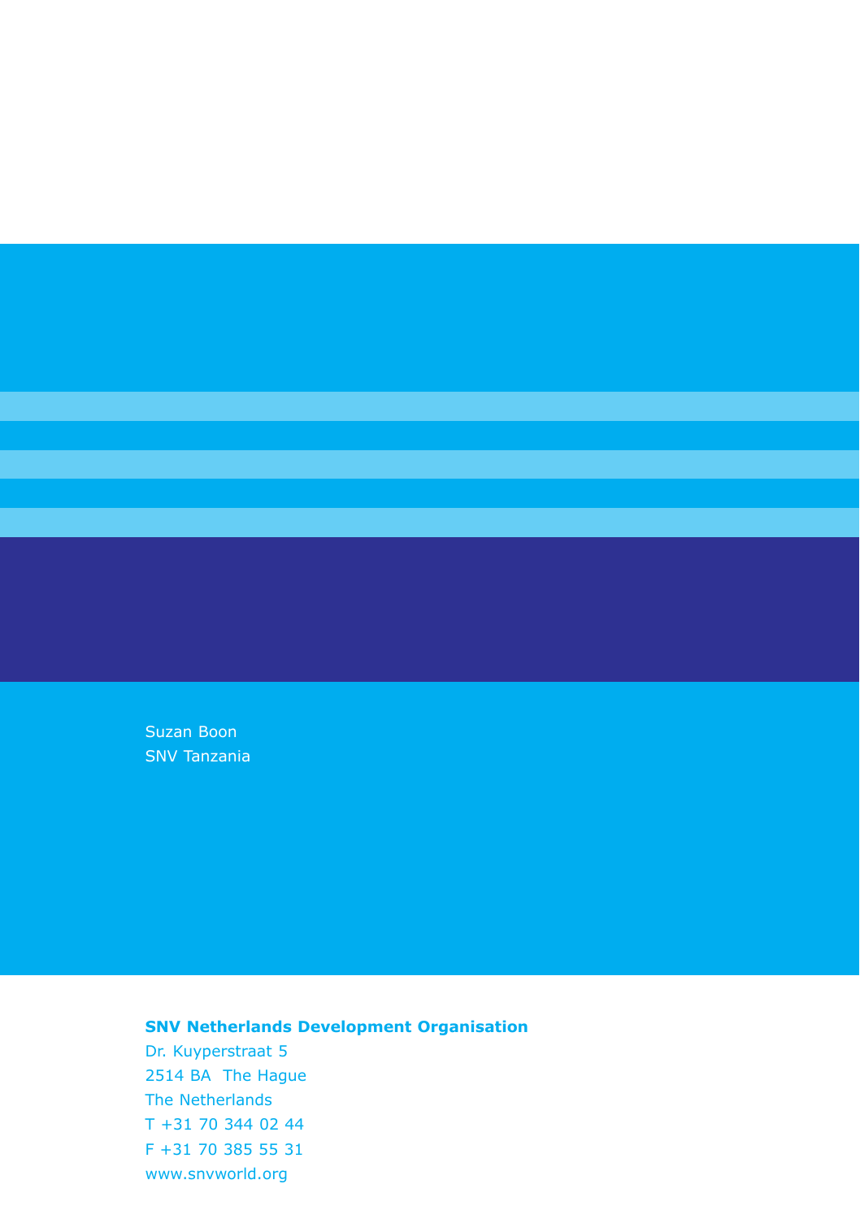Suzan Boon
SNV Tanzania

**SNV Netherlands Development Organisation**
Dr. Kuyperstraat 5
2514 BA The Hague
The Netherlands
T +31 70 344 02 44
F +31 70 385 55 31
www.snvworld.org